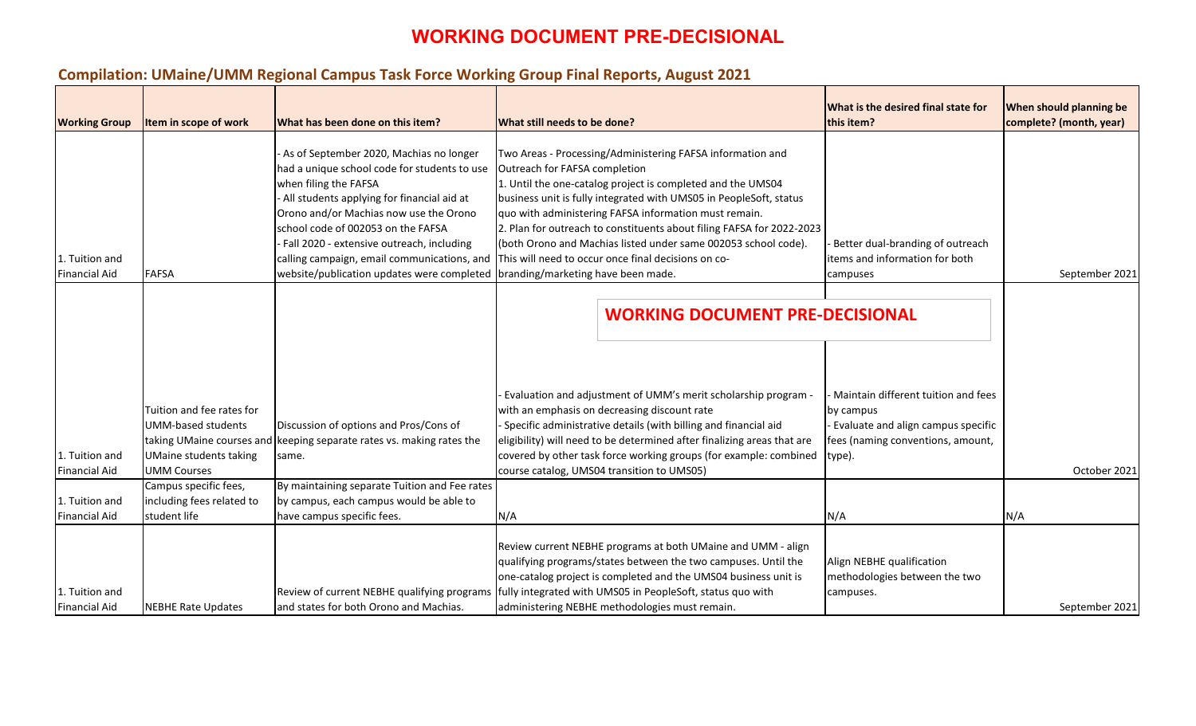# WORKING DOCUMENT PRE-DECISIONAL

## Compilation: UMaine/UMM Regional Campus Task Force Working Group Final Reports, August 2021

| Working Group | Item in scope of work | What has been done on this item? | What still needs to be done? | What is the desired final state for this item? | When should planning be complete? (month, year) |
|---|---|---|---|---|---|
| 1. Tuition and Financial Aid | FAFSA | - As of September 2020, Machias no longer had a unique school code for students to use when filing the FAFSA<br>- All students applying for financial aid at Orono and/or Machias now use the Orono school code of 002053 on the FAFSA<br>- Fall 2020 - extensive outreach, including calling campaign, email communications, and website/publication updates were completed | Two Areas - Processing/Administering FAFSA information and Outreach for FAFSA completion<br>1. Until the one-catalog project is completed and the UMS04 business unit is fully integrated with UMS05 in PeopleSoft, status quo with administering FAFSA information must remain.<br>2. Plan for outreach to constituents about filing FAFSA for 2022-2023 (both Orono and Machias listed under same 002053 school code). This will need to occur once final decisions on co-branding/marketing have been made. | - Better dual-branding of outreach items and information for both campuses | September 2021 |
| 1. Tuition and Financial Aid | Tuition and fee rates for UMM-based students taking UMaine courses and UMaine students taking UMM Courses | Discussion of options and Pros/Cons of keeping separate rates vs. making rates the same. | - Evaluation and adjustment of UMM's merit scholarship program - with an emphasis on decreasing discount rate<br>- Specific administrative details (with billing and financial aid eligibility) will need to be determined after finalizing areas that are covered by other task force working groups (for example: combined course catalog, UMS04 transition to UMS05) | - Maintain different tuition and fees by campus<br>- Evaluate and align campus specific fees (naming conventions, amount, type). | October 2021 |
| 1. Tuition and Financial Aid | Campus specific fees, including fees related to student life | By maintaining separate Tuition and Fee rates by campus, each campus would be able to have campus specific fees. | N/A | N/A | N/A |
| 1. Tuition and Financial Aid | NEBHE Rate Updates | Review of current NEBHE qualifying programs and states for both Orono and Machias. | Review current NEBHE programs at both UMaine and UMM - align qualifying programs/states between the two campuses. Until the one-catalog project is completed and the UMS04 business unit is fully integrated with UMS05 in PeopleSoft, status quo with administering NEBHE methodologies must remain. | Align NEBHE qualification methodologies between the two campuses. | September 2021 |

WORKING DOCUMENT PRE-DECISIONAL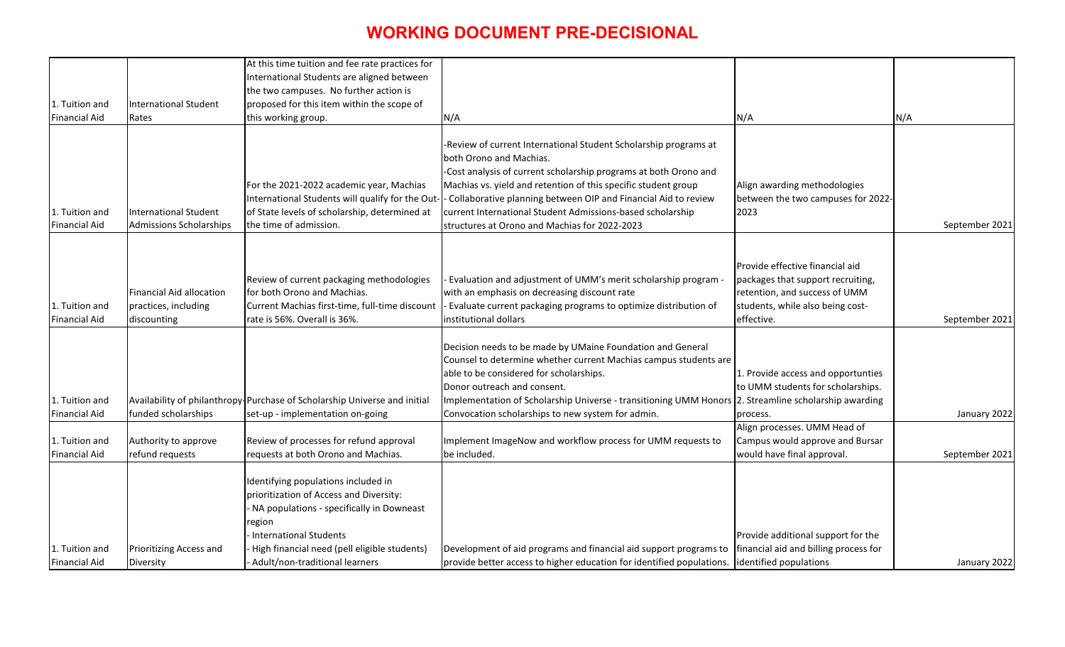# WORKING DOCUMENT PRE-DECISIONAL

| | | | | | |
|---|---|---|---|---|---|
| 1. Tuition and Financial Aid | International Student Rates | At this time tuition and fee rate practices for International Students are aligned between the two campuses. No further action is proposed for this item within the scope of this working group. | N/A | N/A | N/A |
| 1. Tuition and Financial Aid | International Student Admissions Scholarships | For the 2021-2022 academic year, Machias International Students will qualify for the Out-of State levels of scholarship, determined at the time of admission. | -Review of current International Student Scholarship programs at both Orono and Machias.<br>-Cost analysis of current scholarship programs at both Orono and Machias vs. yield and retention of this specific student group<br>- Collaborative planning between OIP and Financial Aid to review current International Student Admissions-based scholarship structures at Orono and Machias for 2022-2023 | Align awarding methodologies between the two campuses for 2022-2023 | September 2021 |
| 1. Tuition and Financial Aid | Financial Aid allocation practices, including discounting | Review of current packaging methodologies for both Orono and Machias.<br>Current Machias first-time, full-time discount rate is 56%. Overall is 36%. | - Evaluation and adjustment of UMM's merit scholarship program - with an emphasis on decreasing discount rate<br>- Evaluate current packaging programs to optimize distribution of institutional dollars | Provide effective financial aid packages that support recruiting, retention, and success of UMM students, while also being cost-effective. | September 2021 |
| 1. Tuition and Financial Aid | Availability of philanthropy-funded scholarships | Purchase of Scholarship Universe and initial set-up - implementation on-going | Decision needs to be made by UMaine Foundation and General Counsel to determine whether current Machias campus students are able to be considered for scholarships.<br>Donor outreach and consent.<br>Implementation of Scholarship Universe - transitioning UMM Honors Convocation scholarships to new system for admin. | 1. Provide access and opportunties to UMM students for scholarships.<br>2. Streamline scholarship awarding process. | January 2022 |
| 1. Tuition and Financial Aid | Authority to approve refund requests | Review of processes for refund approval requests at both Orono and Machias. | Implement ImageNow and workflow process for UMM requests to be included. | Align processes. UMM Head of Campus would approve and Bursar would have final approval. | September 2021 |
| 1. Tuition and Financial Aid | Prioritizing Access and Diversity | Identifying populations included in prioritization of Access and Diversity:<br>- NA populations - specifically in Downeast region<br>- International Students<br>- High financial need (pell eligible students)<br>- Adult/non-traditional learners | Development of aid programs and financial aid support programs to provide better access to higher education for identified populations. | Provide additional support for the financial aid and billing process for identified populations | January 2022 |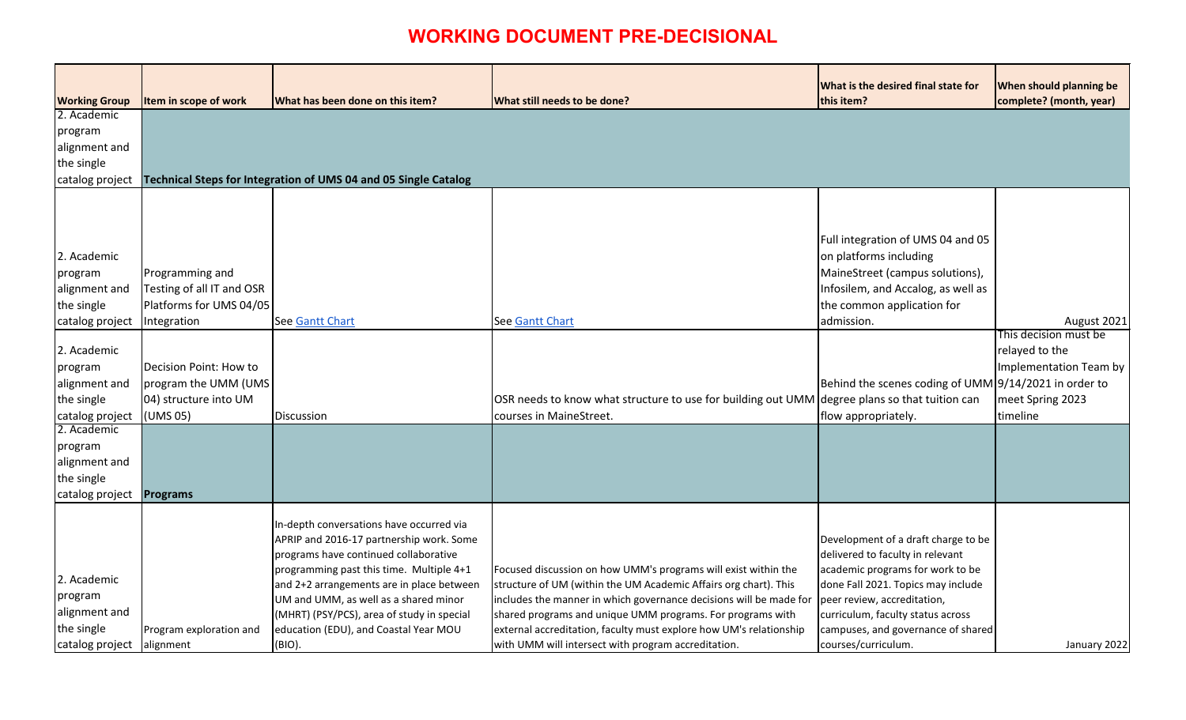# WORKING DOCUMENT PRE-DECISIONAL

| Working Group | Item in scope of work | What has been done on this item? | What still needs to be done? | What is the desired final state for this item? | When should planning be complete? (month, year) |
|---|---|---|---|---|---|
| 2. Academic program alignment and the single catalog project | **Technical Steps for Integration of UMS 04 and 05 Single Catalog** | | | | |
| 2. Academic program alignment and the single catalog project | Programming and Testing of all IT and OSR Platforms for UMS 04/05 Integration | See Gantt Chart | See Gantt Chart | Full integration of UMS 04 and 05 on platforms including MaineStreet (campus solutions), Infosilem, and Accalog, as well as the common application for admission. | August 2021 |
| 2. Academic program alignment and the single catalog project | Decision Point: How to program the UMM (UMS 04) structure into UM (UMS 05) | Discussion | OSR needs to know what structure to use for building out UMM courses in MaineStreet. | Behind the scenes coding of UMM degree plans so that tuition can flow appropriately. | This decision must be relayed to the Implementation Team by 9/14/2021 in order to meet Spring 2023 timeline |
| 2. Academic program alignment and the single catalog project | **Programs** | | | | |
| 2. Academic program alignment and the single catalog project | Program exploration and alignment | In-depth conversations have occurred via APRIP and 2016-17 partnership work. Some programs have continued collaborative programming past this time. Multiple 4+1 and 2+2 arrangements are in place between UM and UMM, as well as a shared minor (MHRT) (PSY/PCS), area of study in special education (EDU), and Coastal Year MOU (BIO). | Focused discussion on how UMM's programs will exist within the structure of UM (within the UM Academic Affairs org chart). This includes the manner in which governance decisions will be made for shared programs and unique UMM programs. For programs with external accreditation, faculty must explore how UM's relationship with UMM will intersect with program accreditation. | Development of a draft charge to be delivered to faculty in relevant academic programs for work to be done Fall 2021. Topics may include peer review, accreditation, curriculum, faculty status across campuses, and governance of shared courses/curriculum. | January 2022 |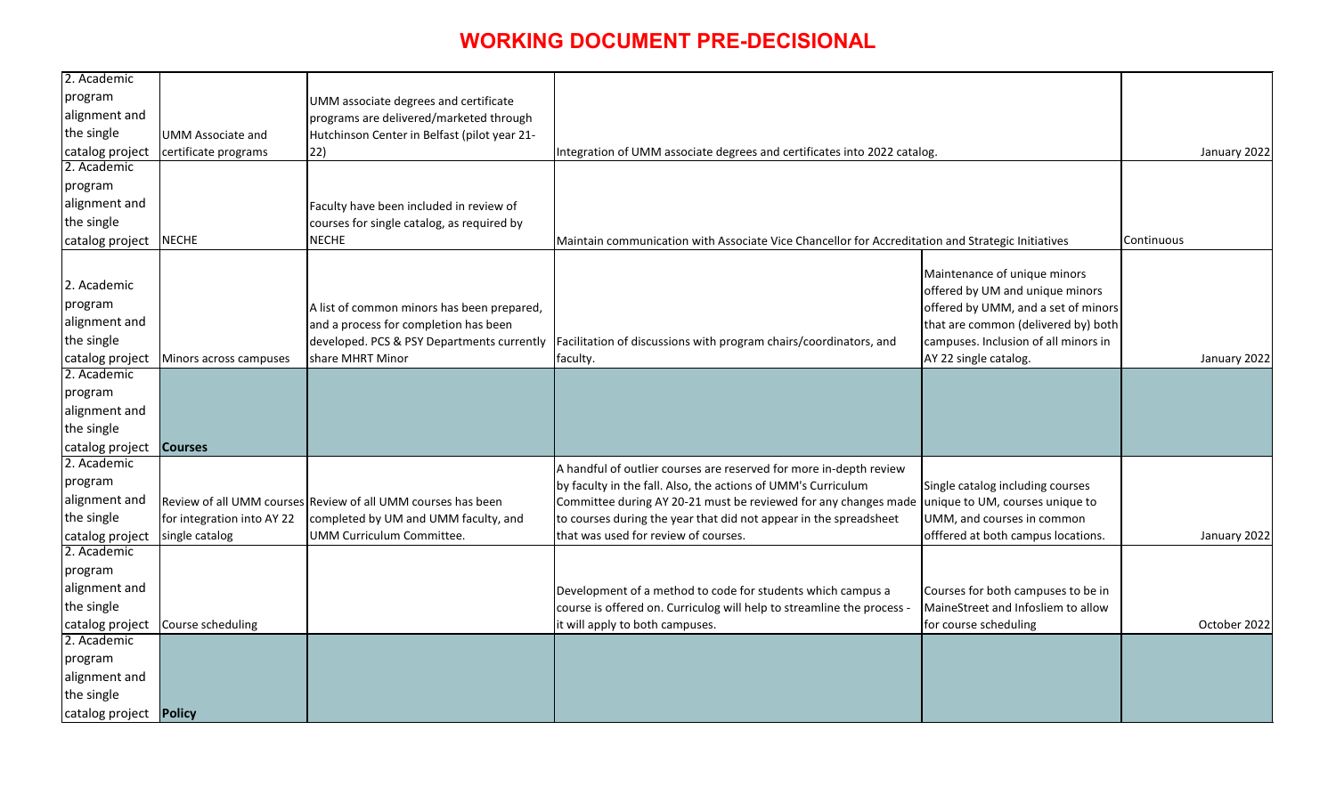# WORKING DOCUMENT PRE-DECISIONAL

| | | | | | |
|---|---|---|---|---|---|
| 2. Academic program alignment and the single catalog project | UMM Associate and certificate programs | UMM associate degrees and certificate programs are delivered/marketed through Hutchinson Center in Belfast (pilot year 21-22) | Integration of UMM associate degrees and certificates into 2022 catalog. | | January 2022 |
| 2. Academic program alignment and the single catalog project | NECHE | Faculty have been included in review of courses for single catalog, as required by NECHE | Maintain communication with Associate Vice Chancellor for Accreditation and Strategic Initiatives | | Continuous |
| 2. Academic program alignment and the single catalog project | Minors across campuses | A list of common minors has been prepared, and a process for completion has been developed. PCS & PSY Departments currently share MHRT Minor | Facilitation of discussions with program chairs/coordinators, and faculty. | Maintenance of unique minors offered by UM and unique minors offered by UMM, and a set of minors that are common (delivered by) both campuses. Inclusion of all minors in AY 22 single catalog. | January 2022 |
| 2. Academic program alignment and the single catalog project | **Courses** | | | | |
| 2. Academic program alignment and the single catalog project | Review of all UMM courses for integration into AY 22 single catalog | Review of all UMM courses has been completed by UM and UMM faculty, and UMM Curriculum Committee. | A handful of outlier courses are reserved for more in-depth review by faculty in the fall. Also, the actions of UMM's Curriculum Committee during AY 20-21 must be reviewed for any changes made to courses during the year that did not appear in the spreadsheet that was used for review of courses. | Single catalog including courses unique to UM, courses unique to UMM, and courses in common offfered at both campus locations. | January 2022 |
| 2. Academic program alignment and the single catalog project | Course scheduling | | Development of a method to code for students which campus a course is offered on. Curriculog will help to streamline the process - it will apply to both campuses. | Courses for both campuses to be in MaineStreet and Infosliem to allow for course scheduling | October 2022 |
| 2. Academic program alignment and the single catalog project | **Policy** | | | | |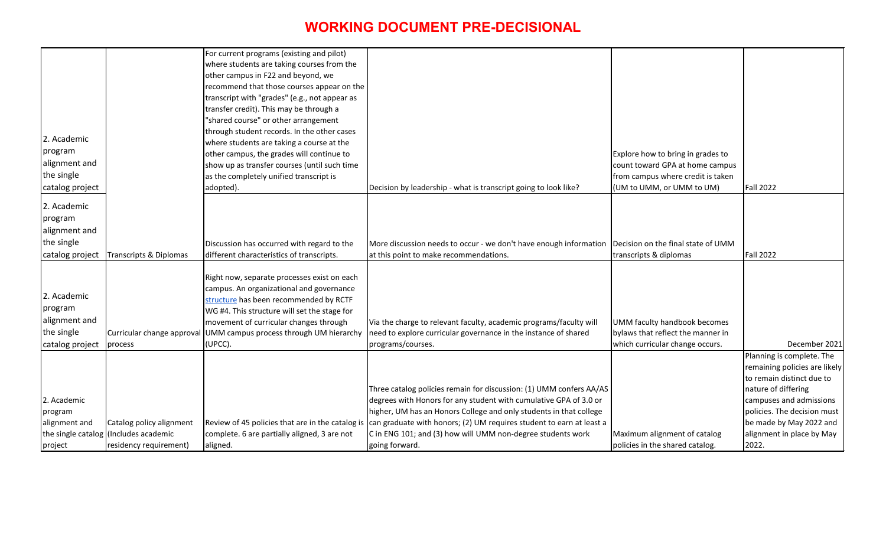# WORKING DOCUMENT PRE-DECISIONAL

| | | | | | |
|---|---|---|---|---|---|
| 2. Academic program alignment and the single catalog project | | For current programs (existing and pilot) where students are taking courses from the other campus in F22 and beyond, we recommend that those courses appear on the transcript with "grades" (e.g., not appear as transfer credit). This may be through a "shared course" or other arrangement through student records. In the other cases where students are taking a course at the other campus, the grades will continue to show up as transfer courses (until such time as the completely unified transcript is adopted). | Decision by leadership - what is transcript going to look like? | Explore how to bring in grades to count toward GPA at home campus from campus where credit is taken (UM to UMM, or UMM to UM) | Fall 2022 |
| 2. Academic program alignment and the single catalog project | Transcripts & Diplomas | Discussion has occurred with regard to the different characteristics of transcripts. | More discussion needs to occur - we don't have enough information at this point to make recommendations. | Decision on the final state of UMM transcripts & diplomas | Fall 2022 |
| 2. Academic program alignment and the single catalog project | Curricular change approval process | Right now, separate processes exist on each campus. An organizational and governance structure has been recommended by RCTF WG #4. This structure will set the stage for movement of curricular changes through UMM campus process through UM hierarchy (UPCC). | Via the charge to relevant faculty, academic programs/faculty will need to explore curricular governance in the instance of shared programs/courses. | UMM faculty handbook becomes bylaws that reflect the manner in which curricular change occurs. | December 2021 |
| 2. Academic program alignment and the single catalog project | Catalog policy alignment (Includes academic residency requirement) | Review of 45 policies that are in the catalog is complete. 6 are partially aligned, 3 are not aligned. | Three catalog policies remain for discussion: (1) UMM confers AA/AS degrees with Honors for any student with cumulative GPA of 3.0 or higher, UM has an Honors College and only students in that college can graduate with honors; (2) UM requires student to earn at least a C in ENG 101; and (3) how will UMM non-degree students work going forward. | Maximum alignment of catalog policies in the shared catalog. | Planning is complete. The remaining policies are likely to remain distinct due to nature of differing campuses and admissions policies. The decision must be made by May 2022 and alignment in place by May 2022. |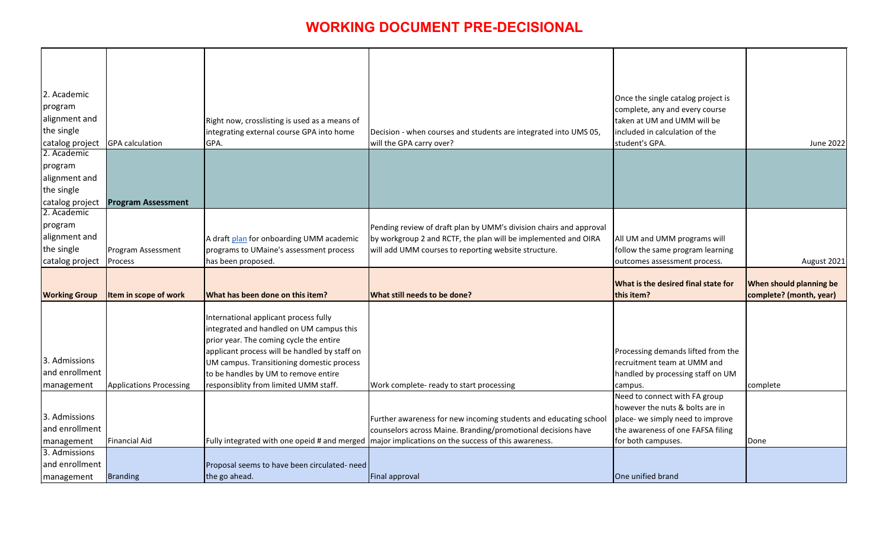# WORKING DOCUMENT PRE-DECISIONAL

| 2. Academic program alignment and the single catalog project | GPA calculation | Right now, crosslisting is used as a means of integrating external course GPA into home GPA. | Decision - when courses and students are integrated into UMS 05, will the GPA carry over? | Once the single catalog project is complete, any and every course taken at UM and UMM will be included in calculation of the student's GPA. | June 2022 |
|---|---|---|---|---|---|
| 2. Academic program alignment and the single catalog project | **Program Assessment** | | | | |
| 2. Academic program alignment and the single catalog project | Program Assessment Process | A draft plan for onboarding UMM academic programs to UMaine's assessment process has been proposed. | Pending review of draft plan by UMM's division chairs and approval by workgroup 2 and RCTF, the plan will be implemented and OIRA will add UMM courses to reporting website structure. | All UM and UMM programs will follow the same program learning outcomes assessment process. | August 2021 |
| **Working Group** | **Item in scope of work** | **What has been done on this item?** | **What still needs to be done?** | **What is the desired final state for this item?** | **When should planning be complete? (month, year)** |
| 3. Admissions and enrollment management | Applications Processing | International applicant process fully integrated and handled on UM campus this prior year. The coming cycle the entire applicant process will be handled by staff on UM campus. Transitioning domestic process to be handles by UM to remove entire responsiblity from limited UMM staff. | Work complete- ready to start processing | Processing demands lifted from the recruitment team at UMM and handled by processing staff on UM campus. | complete |
| 3. Admissions and enrollment management | Financial Aid | Fully integrated with one opeid # and merged | Further awareness for new incoming students and educating school counselors across Maine. Branding/promotional decisions have major implications on the success of this awareness. | Need to connect with FA group however the nuts & bolts are in place- we simply need to improve the awareness of one FAFSA filing for both campuses. | Done |
| 3. Admissions and enrollment management | Branding | Proposal seems to have been circulated- need the go ahead. | Final approval | One unified brand | |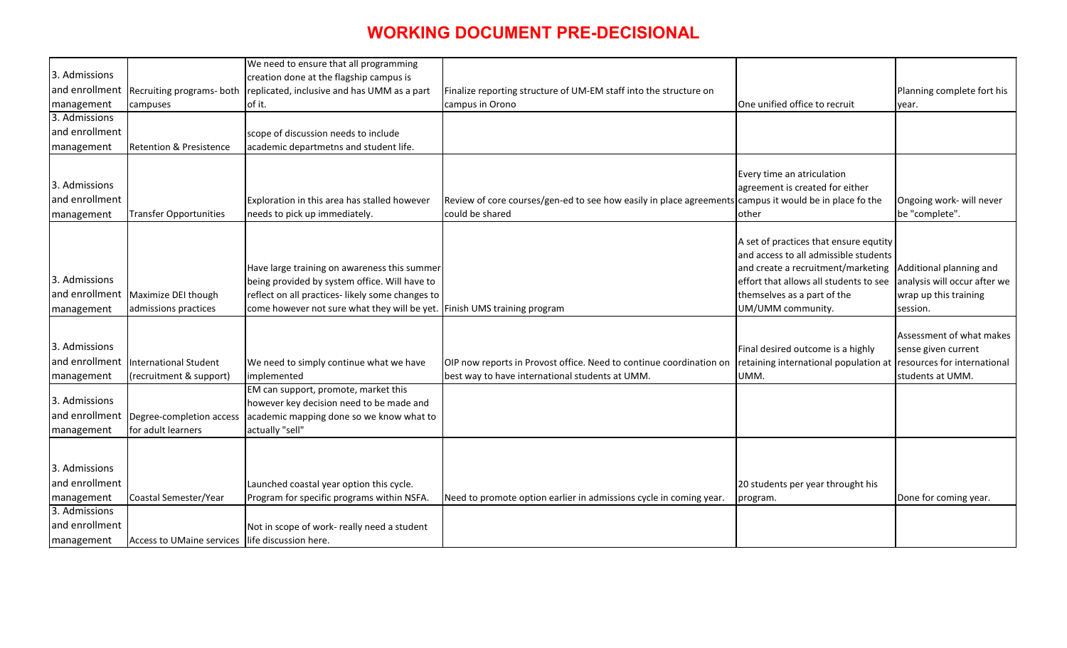# WORKING DOCUMENT PRE-DECISIONAL

| | | | | | |
|---|---|---|---|---|---|
| 3. Admissions and enrollment management | Recruiting programs- both campuses | We need to ensure that all programming creation done at the flagship campus is replicated, inclusive and has UMM as a part of it. | Finalize reporting structure of UM-EM staff into the structure on campus in Orono | One unified office to recruit | Planning complete fort his year. |
| 3. Admissions and enrollment management | Retention & Presistence | scope of discussion needs to include academic departmetns and student life. | | | |
| 3. Admissions and enrollment management | Transfer Opportunities | Exploration in this area has stalled however needs to pick up immediately. | Review of core courses/gen-ed to see how easily in place agreements could be shared | Every time an atriculation agreement is created for either campus it would be in place fo the other | Ongoing work- will never be "complete". |
| 3. Admissions and enrollment management | Maximize DEI though admissions practices | Have large training on awareness this summer being provided by system office. Will have to reflect on all practices- likely some changes to come however not sure what they will be yet. | Finish UMS training program | A set of practices that ensure equtity and access to all admissible students and create a recruitment/marketing effort that allows all students to see themselves as a part of the UM/UMM community. | Additional planning and analysis will occur after we wrap up this training session. |
| 3. Admissions and enrollment management | International Student (recruitment & support) | We need to simply continue what we have implemented | OIP now reports in Provost office. Need to continue coordination on best way to have international students at UMM. | Final desired outcome is a highly retaining international population at UMM. | Assessment of what makes sense given current resources for international students at UMM. |
| 3. Admissions and enrollment management | Degree-completion access for adult learners | EM can support, promote, market this however key decision need to be made and academic mapping done so we know what to actually "sell" | | | |
| 3. Admissions and enrollment management | Coastal Semester/Year | Launched coastal year option this cycle. Program for specific programs within NSFA. | Need to promote option earlier in admissions cycle in coming year. | 20 students per year throught his program. | Done for coming year. |
| 3. Admissions and enrollment management | Access to UMaine services | Not in scope of work- really need a student life discussion here. | | | |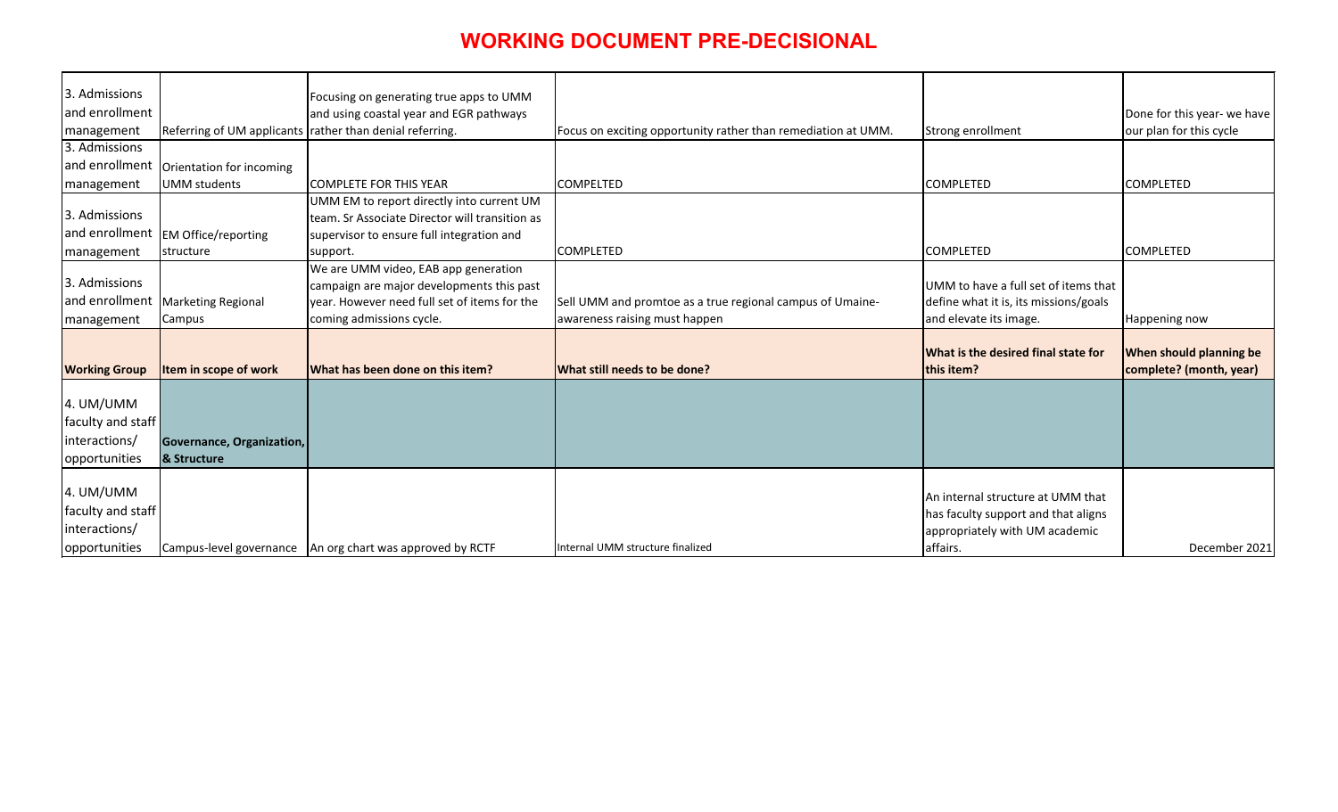# WORKING DOCUMENT PRE-DECISIONAL

| | | | | | |
|---|---|---|---|---|---|
| 3. Admissions and enrollment management | Referring of UM applicants | Focusing on generating true apps to UMM and using coastal year and EGR pathways rather than denial referring. | Focus on exciting opportunity rather than remediation at UMM. | Strong enrollment | Done for this year- we have our plan for this cycle |
| 3. Admissions and enrollment management | Orientation for incoming UMM students | COMPLETE FOR THIS YEAR | COMPELTED | COMPLETED | COMPLETED |
| 3. Admissions and enrollment management | EM Office/reporting structure | UMM EM to report directly into current UM team. Sr Associate Director will transition as supervisor to ensure full integration and support. | COMPLETED | COMPLETED | COMPLETED |
| 3. Admissions and enrollment management | Marketing Regional Campus | We are UMM video, EAB app generation campaign are major developments this past year. However need full set of items for the coming admissions cycle. | Sell UMM and promtoe as a true regional campus of Umaine- awareness raising must happen | UMM to have a full set of items that define what it is, its missions/goals and elevate its image. | Happening now |
| **Working Group** | **Item in scope of work** | **What has been done on this item?** | **What still needs to be done?** | **What is the desired final state for this item?** | **When should planning be complete? (month, year)** |
| 4. UM/UMM faculty and staff interactions/ opportunities | **Governance, Organization, & Structure** | | | | |
| 4. UM/UMM faculty and staff interactions/ opportunities | Campus-level governance | An org chart was approved by RCTF | Internal UMM structure finalized | An internal structure at UMM that has faculty support and that aligns appropriately with UM academic affairs. | December 2021 |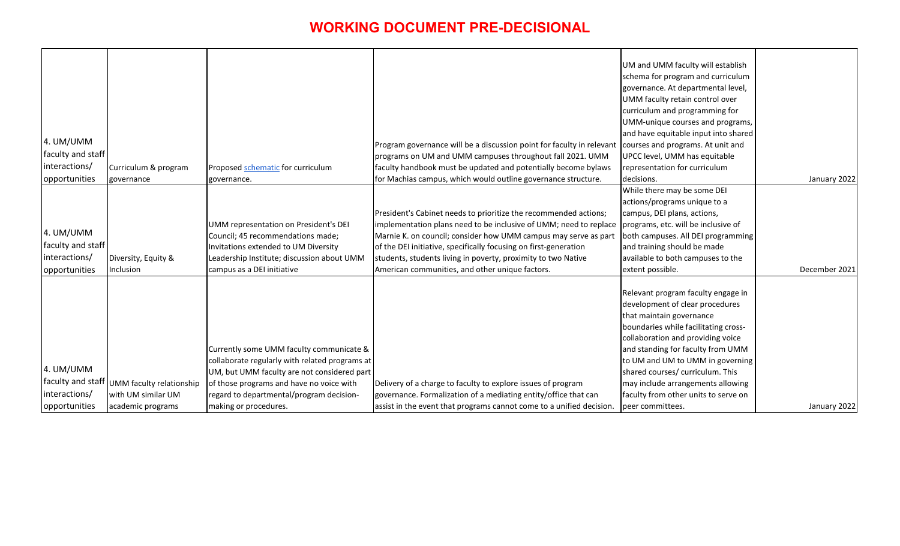# WORKING DOCUMENT PRE-DECISIONAL

| | | | | | |
|---|---|---|---|---|---|
| 4. UM/UMM faculty and staff interactions/ opportunities | Curriculum & program governance | Proposed schematic for curriculum governance. | Program governance will be a discussion point for faculty in relevant programs on UM and UMM campuses throughout fall 2021. UMM faculty handbook must be updated and potentially become bylaws for Machias campus, which would outline governance structure. | UM and UMM faculty will establish schema for program and curriculum governance. At departmental level, UMM faculty retain control over curriculum and programming for UMM-unique courses and programs, and have equitable input into shared courses and programs. At unit and UPCC level, UMM has equitable representation for curriculum decisions. | January 2022 |
| 4. UM/UMM faculty and staff interactions/ opportunities | Diversity, Equity & Inclusion | UMM representation on President's DEI Council; 45 recommendations made; Invitations extended to UM Diversity Leadership Institute; discussion about UMM campus as a DEI initiative | President's Cabinet needs to prioritize the recommended actions; implementation plans need to be inclusive of UMM; need to replace Marnie K. on council; consider how UMM campus may serve as part of the DEI initiative, specifically focusing on first-generation students, students living in poverty, proximity to two Native American communities, and other unique factors. | While there may be some DEI actions/programs unique to a campus, DEI plans, actions, programs, etc. will be inclusive of both campuses. All DEI programming and training should be made available to both campuses to the extent possible. | December 2021 |
| 4. UM/UMM faculty and staff interactions/ opportunities | UMM faculty relationship with UM similar UM academic programs | Currently some UMM faculty communicate & collaborate regularly with related programs at UM, but UMM faculty are not considered part of those programs and have no voice with regard to departmental/program decision-making or procedures. | Delivery of a charge to faculty to explore issues of program governance. Formalization of a mediating entity/office that can assist in the event that programs cannot come to a unified decision. | Relevant program faculty engage in development of clear procedures that maintain governance boundaries while facilitating cross-collaboration and providing voice and standing for faculty from UMM to UM and UM to UMM in governing shared courses/ curriculum. This may include arrangements allowing faculty from other units to serve on peer committees. | January 2022 |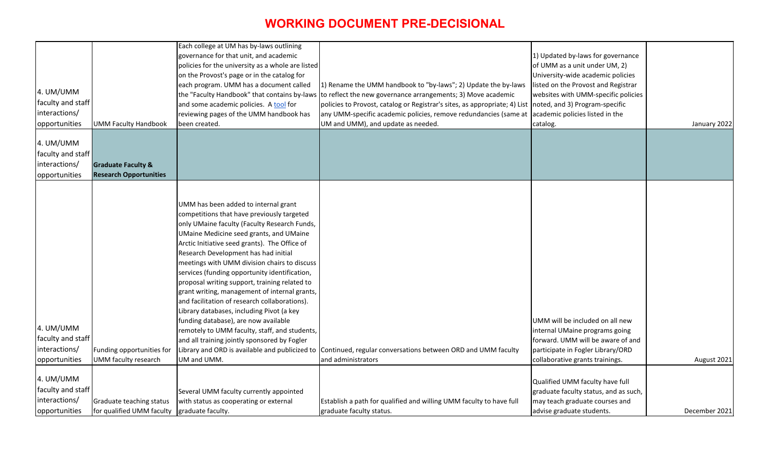# WORKING DOCUMENT PRE-DECISIONAL

| | | | | | |
|---|---|---|---|---|---|
| 4. UM/UMM faculty and staff interactions/ opportunities | UMM Faculty Handbook | Each college at UM has by-laws outlining governance for that unit, and academic policies for the university as a whole are listed on the Provost's page or in the catalog for each program. UMM has a document called the "Faculty Handbook" that contains by-laws and some academic policies. A tool for reviewing pages of the UMM handbook has been created. | 1) Rename the UMM handbook to "by-laws"; 2) Update the by-laws to reflect the new governance arrangements; 3) Move academic policies to Provost, catalog or Registrar's sites, as appropriate; 4) List any UMM-specific academic policies, remove redundancies (same at UM and UMM), and update as needed. | 1) Updated by-laws for governance of UMM as a unit under UM, 2) University-wide academic policies listed on the Provost and Registrar websites with UMM-specific policies noted, and 3) Program-specific academic policies listed in the catalog. | January 2022 |
| 4. UM/UMM faculty and staff interactions/ opportunities | **Graduate Faculty & Research Opportunities** | | | | |
| 4. UM/UMM faculty and staff interactions/ opportunities | Funding opportunities for UMM faculty research | UMM has been added to internal grant competitions that have previously targeted only UMaine faculty (Faculty Research Funds, UMaine Medicine seed grants, and UMaine Arctic Initiative seed grants). The Office of Research Development has had initial meetings with UMM division chairs to discuss services (funding opportunity identification, proposal writing support, training related to grant writing, management of internal grants, and facilitation of research collaborations). Library databases, including Pivot (a key funding database), are now available remotely to UMM faculty, staff, and students, and all training jointly sponsored by Fogler Library and ORD is available and publicized to UM and UMM. | Continued, regular conversations between ORD and UMM faculty and administrators | UMM will be included on all new internal UMaine programs going forward. UMM will be aware of and participate in Fogler Library/ORD collaborative grants trainings. | August 2021 |
| 4. UM/UMM faculty and staff interactions/ opportunities | Graduate teaching status for qualified UMM faculty | Several UMM faculty currently appointed with status as cooperating or external graduate faculty. | Establish a path for qualified and willing UMM faculty to have full graduate faculty status. | Qualified UMM faculty have full graduate faculty status, and as such, may teach graduate courses and advise graduate students. | December 2021 |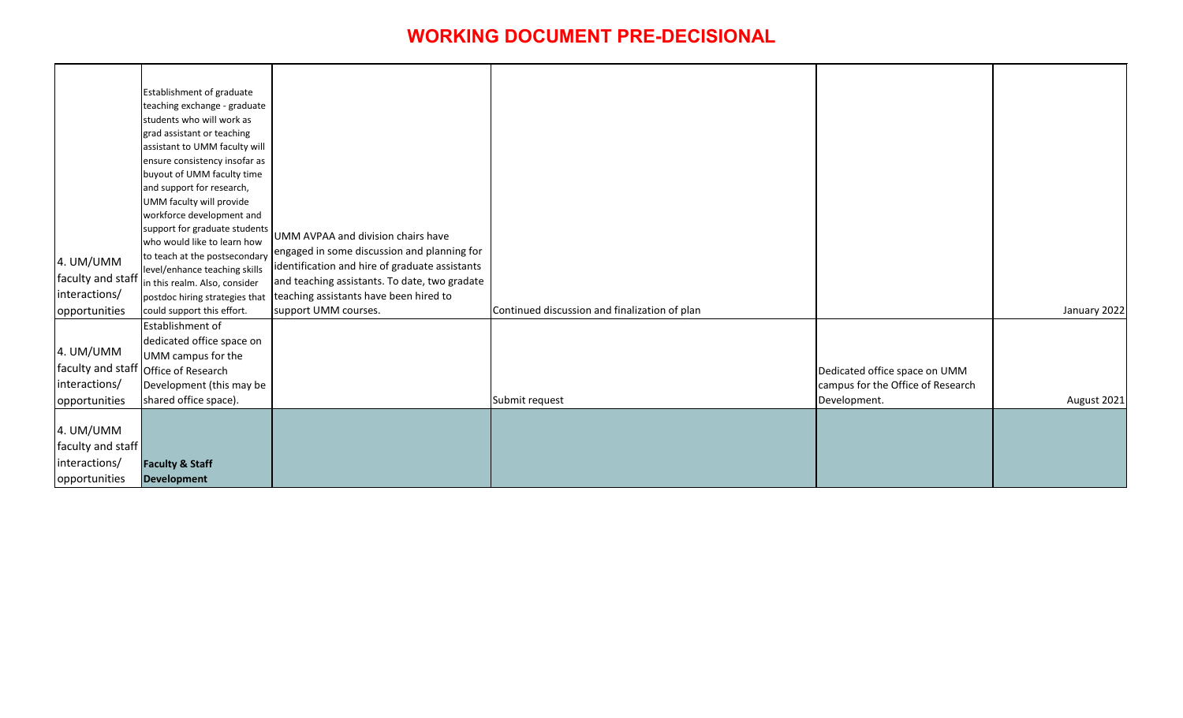# WORKING DOCUMENT PRE-DECISIONAL

| | | | | | |
|---|---|---|---|---|---|
| 4. UM/UMM faculty and staff interactions/ opportunities | Establishment of graduate teaching exchange - graduate students who will work as grad assistant or teaching assistant to UMM faculty will ensure consistency insofar as buyout of UMM faculty time and support for research, UMM faculty will provide workforce development and support for graduate students who would like to learn how to teach at the postsecondary level/enhance teaching skills in this realm. Also, consider postdoc hiring strategies that could support this effort. | UMM AVPAA and division chairs have engaged in some discussion and planning for identification and hire of graduate assistants and teaching assistants. To date, two gradate teaching assistants have been hired to support UMM courses. | Continued discussion and finalization of plan | | January 2022 |
| 4. UM/UMM faculty and staff interactions/ opportunities | Establishment of dedicated office space on UMM campus for the Office of Research Development (this may be shared office space). | | Submit request | Dedicated office space on UMM campus for the Office of Research Development. | August 2021 |
| 4. UM/UMM faculty and staff interactions/ opportunities | **Faculty & Staff Development** | | | | |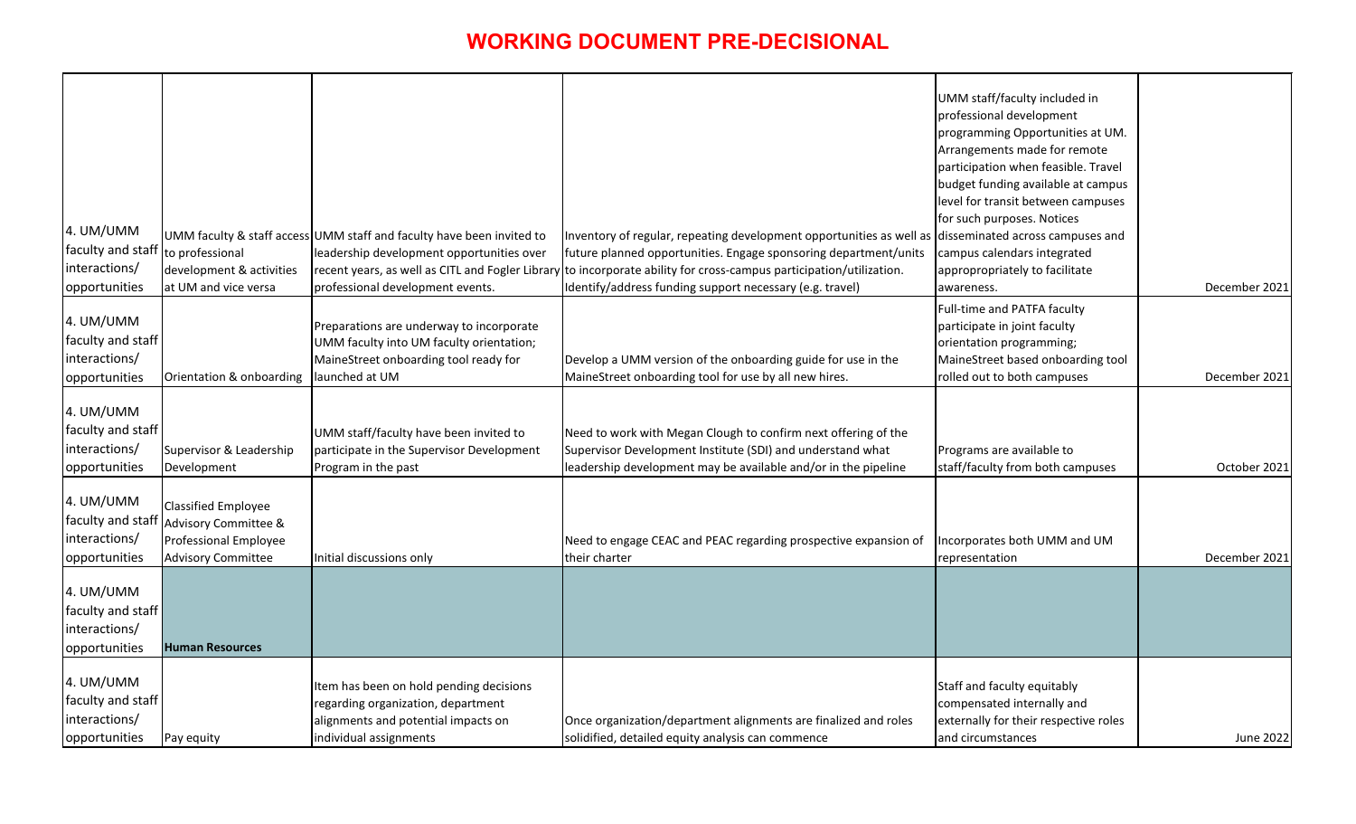# WORKING DOCUMENT PRE-DECISIONAL

| | | | | | |
|---|---|---|---|---|---|
| 4. UM/UMM faculty and staff interactions/ opportunities | UMM faculty & staff access to professional development & activities at UM and vice versa | UMM staff and faculty have been invited to leadership development opportunities over recent years, as well as CITL and Fogler Library professional development events. | Inventory of regular, repeating development opportunities as well as future planned opportunities. Engage sponsoring department/units to incorporate ability for cross-campus participation/utilization. Identify/address funding support necessary (e.g. travel) | UMM staff/faculty included in professional development programming Opportunities at UM. Arrangements made for remote participation when feasible. Travel budget funding available at campus level for transit between campuses for such purposes. Notices disseminated across campuses and campus calendars integrated appropriately to facilitate awareness. | December 2021 |
| 4. UM/UMM faculty and staff interactions/ opportunities | Orientation & onboarding | Preparations are underway to incorporate UMM faculty into UM faculty orientation; MaineStreet onboarding tool ready for launched at UM | Develop a UMM version of the onboarding guide for use in the MaineStreet onboarding tool for use by all new hires. | Full-time and PATFA faculty participate in joint faculty orientation programming; MaineStreet based onboarding tool rolled out to both campuses | December 2021 |
| 4. UM/UMM faculty and staff interactions/ opportunities | Supervisor & Leadership Development | UMM staff/faculty have been invited to participate in the Supervisor Development Program in the past | Need to work with Megan Clough to confirm next offering of the Supervisor Development Institute (SDI) and understand what leadership development may be available and/or in the pipeline | Programs are available to staff/faculty from both campuses | October 2021 |
| 4. UM/UMM faculty and staff interactions/ opportunities | Classified Employee Advisory Committee & Professional Employee Advisory Committee | Initial discussions only | Need to engage CEAC and PEAC regarding prospective expansion of their charter | Incorporates both UMM and UM representation | December 2021 |
| 4. UM/UMM faculty and staff interactions/ opportunities | **Human Resources** | | | | |
| 4. UM/UMM faculty and staff interactions/ opportunities | Pay equity | Item has been on hold pending decisions regarding organization, department alignments and potential impacts on individual assignments | Once organization/department alignments are finalized and roles solidified, detailed equity analysis can commence | Staff and faculty equitably compensated internally and externally for their respective roles and circumstances | June 2022 |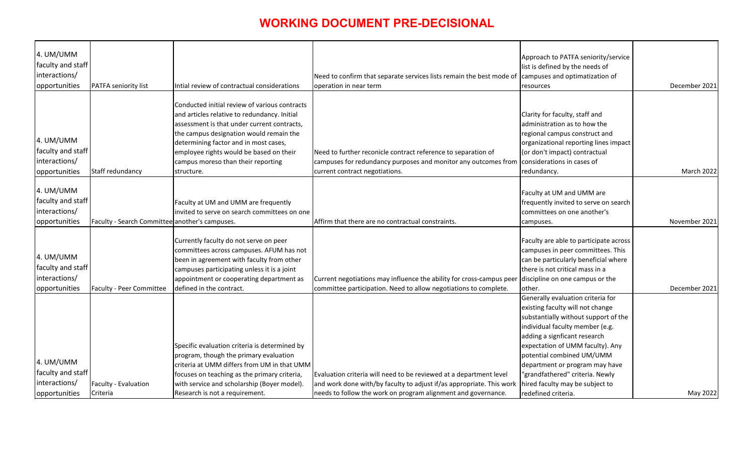# WORKING DOCUMENT PRE-DECISIONAL

| | | | | | |
|---|---|---|---|---|---|
| 4. UM/UMM faculty and staff interactions/ opportunities | PATFA seniority list | Intial review of contractual considerations | Need to confirm that separate services lists remain the best mode of operation in near term | Approach to PATFA seniority/service list is defined by the needs of campuses and optimization of resources | December 2021 |
| 4. UM/UMM faculty and staff interactions/ opportunities | Staff redundancy | Conducted initial review of various contracts and articles relative to redundancy. Initial assessment is that under current contracts, the campus designation would remain the determining factor and in most cases, employee rights would be based on their campus moreso than their reporting structure. | Need to further reconicle contract reference to separation of campuses for redundancy purposes and monitor any outcomes from current contract negotiations. | Clarity for faculty, staff and administration as to how the regional campus construct and organizational reporting lines impact (or don't impact) contractual considerations in cases of redundancy. | March 2022 |
| 4. UM/UMM faculty and staff interactions/ opportunities | Faculty - Search Committee | Faculty at UM and UMM are frequently invited to serve on search committees on one another's campuses. | Affirm that there are no contractual constraints. | Faculty at UM and UMM are frequently invited to serve on search committees on one another's campuses. | November 2021 |
| 4. UM/UMM faculty and staff interactions/ opportunities | Faculty - Peer Committee | Currently faculty do not serve on peer committees across campuses. AFUM has not been in agreement with faculty from other campuses participating unless it is a joint appointment or cooperating department as defined in the contract. | Current negotiations may influence the ability for cross-campus peer committee participation. Need to allow negotiations to complete. | Faculty are able to participate across campuses in peer committees. This can be particularly beneficial where there is not critical mass in a discipline on one campus or the other. | December 2021 |
| 4. UM/UMM faculty and staff interactions/ opportunities | Faculty - Evaluation Criteria | Specific evaluation criteria is determined by program, though the primary evaluation criteria at UMM differs from UM in that UMM focuses on teaching as the primary criteria, with service and scholarship (Boyer model). Research is not a requirement. | Evaluation criteria will need to be reviewed at a department level and work done with/by faculty to adjust if/as appropriate. This work needs to follow the work on program alignment and governance. | Generally evaluation criteria for existing faculty will not change substantially without support of the individual faculty member (e.g. adding a signficant research expectation of UMM faculty). Any potential combined UM/UMM department or program may have "grandfathered" criteria. Newly hired faculty may be subject to redefined criteria. | May 2022 |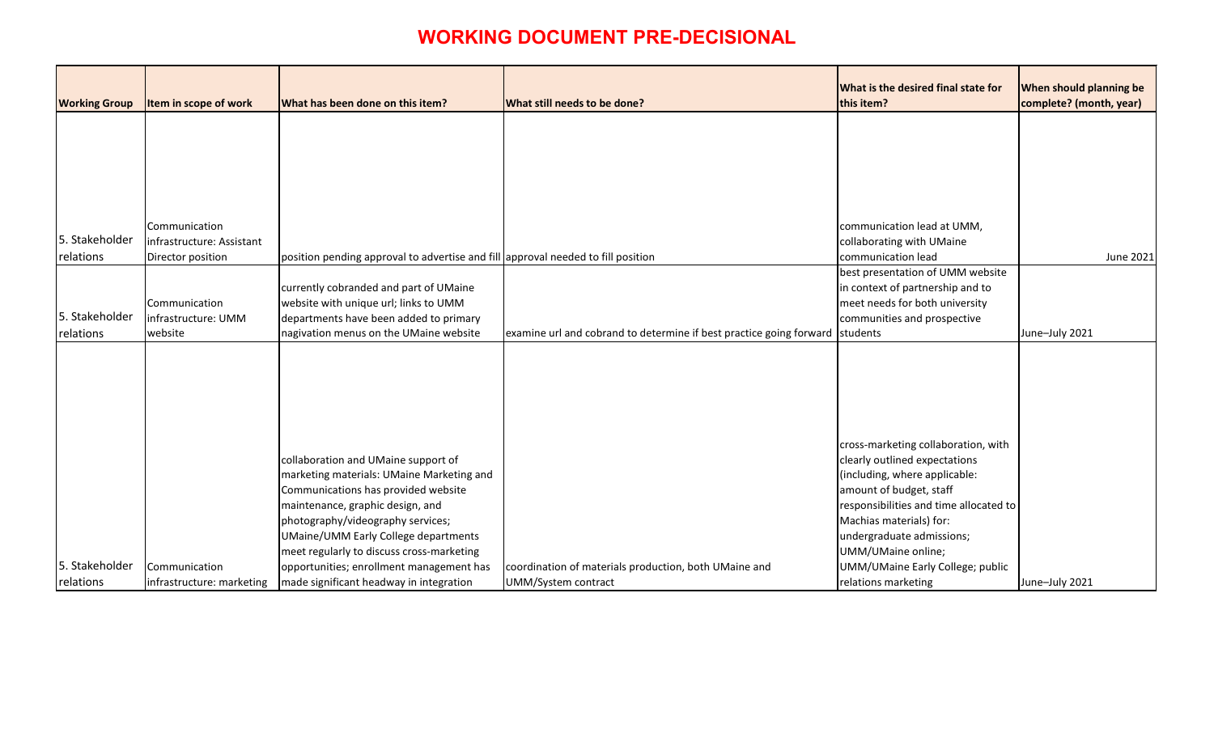# WORKING DOCUMENT PRE-DECISIONAL

| Working Group | Item in scope of work | What has been done on this item? | What still needs to be done? | What is the desired final state for this item? | When should planning be complete? (month, year) |
|---|---|---|---|---|---|
| 5. Stakeholder relations | Communication infrastructure: Assistant Director position | position pending approval to advertise and fill | approval needed to fill position | communication lead at UMM, collaborating with UMaine communication lead | June 2021 |
| 5. Stakeholder relations | Communication infrastructure: UMM website | currently cobranded and part of UMaine website with unique url; links to UMM departments have been added to primary nagivation menus on the UMaine website | examine url and cobrand to determine if best practice going forward | best presentation of UMM website in context of partnership and to meet needs for both university communities and prospective students | June–July 2021 |
| 5. Stakeholder relations | Communication infrastructure: marketing | collaboration and UMaine support of marketing materials: UMaine Marketing and Communications has provided website maintenance, graphic design, and photography/videography services; UMaine/UMM Early College departments meet regularly to discuss cross-marketing opportunities; enrollment management has made significant headway in integration | coordination of materials production, both UMaine and UMM/System contract | cross-marketing collaboration, with clearly outlined expectations (including, where applicable: amount of budget, staff responsibilities and time allocated to Machias materials) for: undergraduate admissions; UMM/UMaine online; UMM/UMaine Early College; public relations marketing | June–July 2021 |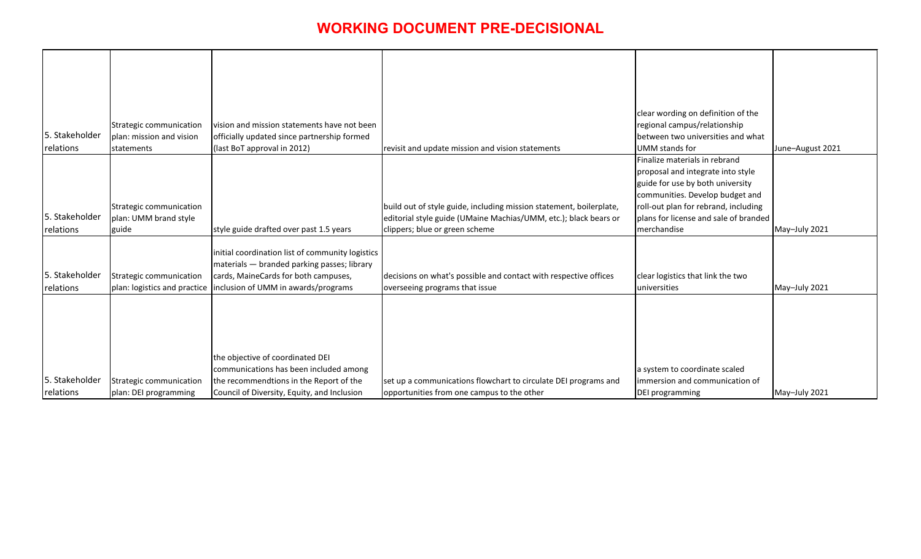# WORKING DOCUMENT PRE-DECISIONAL

| | | | | | |
|---|---|---|---|---|---|
| 5. Stakeholder relations | Strategic communication plan: mission and vision statements | vision and mission statements have not been officially updated since partnership formed (last BoT approval in 2012) | revisit and update mission and vision statements | clear wording on definition of the regional campus/relationship between two universities and what UMM stands for | June–August 2021 |
| 5. Stakeholder relations | Strategic communication plan: UMM brand style guide | style guide drafted over past 1.5 years | build out of style guide, including mission statement, boilerplate, editorial style guide (UMaine Machias/UMM, etc.); black bears or clippers; blue or green scheme | Finalize materials in rebrand proposal and integrate into style guide for use by both university communities. Develop budget and roll-out plan for rebrand, including plans for license and sale of branded merchandise | May–July 2021 |
| 5. Stakeholder relations | Strategic communication plan: logistics and practice | initial coordination list of community logistics materials — branded parking passes; library cards, MaineCards for both campuses, inclusion of UMM in awards/programs | decisions on what's possible and contact with respective offices overseeing programs that issue | clear logistics that link the two universities | May–July 2021 |
| 5. Stakeholder relations | Strategic communication plan: DEI programming | the objective of coordinated DEI communications has been included among the recommendtions in the Report of the Council of Diversity, Equity, and Inclusion | set up a communications flowchart to circulate DEI programs and opportunities from one campus to the other | a system to coordinate scaled immersion and communication of DEI programming | May–July 2021 |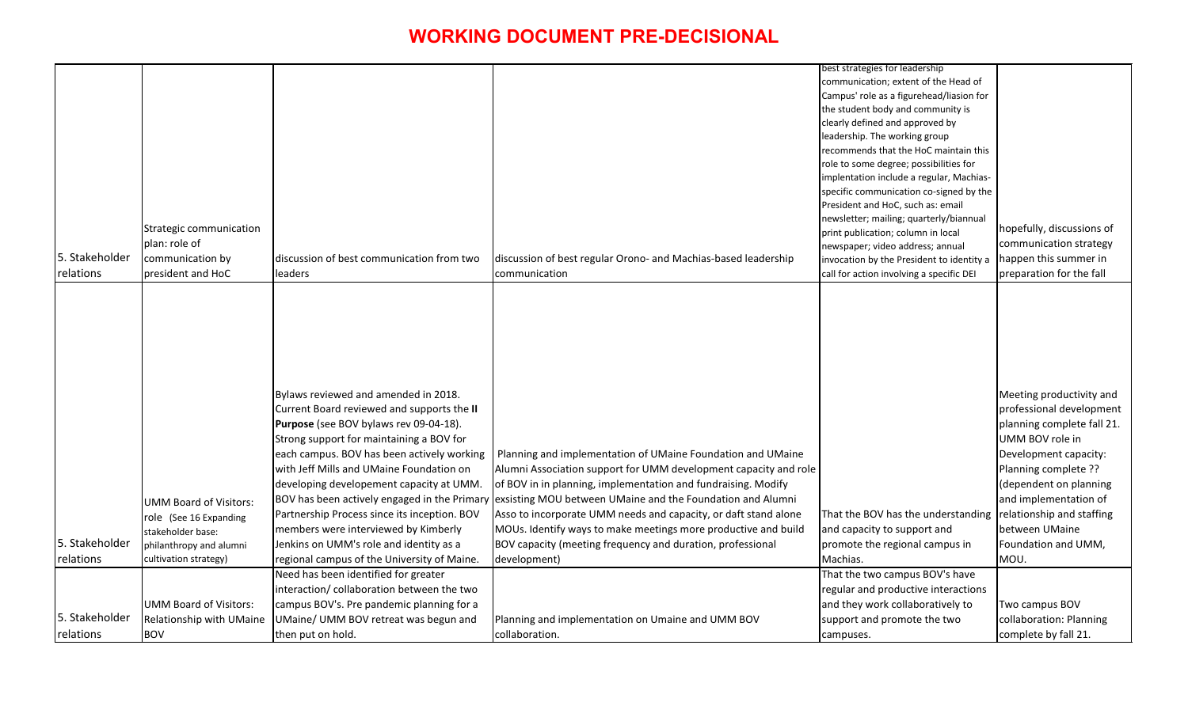# WORKING DOCUMENT PRE-DECISIONAL

| | | | | | |
|---|---|---|---|---|---|
| 5. Stakeholder relations | Strategic communication plan: role of communication by president and HoC | discussion of best communication from two leaders | discussion of best regular Orono- and Machias-based leadership communication | best strategies for leadership communication; extent of the Head of Campus' role as a figurehead/liasion for the student body and community is clearly defined and approved by leadership. The working group recommends that the HoC maintain this role to some degree; possibilities for implentation include a regular, Machias-specific communication co-signed by the President and HoC, such as: email newsletter; mailing; quarterly/biannual print publication; column in local newspaper; video address; annual invocation by the President to identity a call for action involving a specific DEI | hopefully, discussions of communication strategy happen this summer in preparation for the fall |
| 5. Stakeholder relations | UMM Board of Visitors: role (See 16 Expanding stakeholder base: philanthropy and alumni cultivation strategy) | Bylaws reviewed and amended in 2018. Current Board reviewed and supports the **II Purpose** (see BOV bylaws rev 09-04-18). Strong support for maintaining a BOV for each campus. BOV has been actively working with Jeff Mills and UMaine Foundation on developing developement capacity at UMM. BOV has been actively engaged in the Primary Partnership Process since its inception. BOV members were interviewed by Kimberly Jenkins on UMM's role and identity as a regional campus of the University of Maine. | Planning and implementation of UMaine Foundation and UMaine Alumni Association support for UMM development capacity and role of BOV in in planning, implementation and fundraising. Modify exsisting MOU between UMaine and the Foundation and Alumni Asso to incorporate UMM needs and capacity, or daft stand alone MOUs. Identify ways to make meetings more productive and build BOV capacity (meeting frequency and duration, professional development) | That the BOV has the understanding and capacity to support and promote the regional campus in Machias. | Meeting productivity and professional development planning complete fall 21. UMM BOV role in Development capacity: Planning complete ?? (dependent on planning and implementation of relationship and staffing between UMaine Foundation and UMM, MOU. |
| 5. Stakeholder relations | UMM Board of Visitors: Relationship with UMaine BOV | Need has been identified for greater interaction/ collaboration between the two campus BOV's. Pre pandemic planning for a UMaine/ UMM BOV retreat was begun and then put on hold. | Planning and implementation on Umaine and UMM BOV collaboration. | That the two campus BOV's have regular and productive interactions and they work collaboratively to support and promote the two campuses. | Two campus BOV collaboration: Planning complete by fall 21. |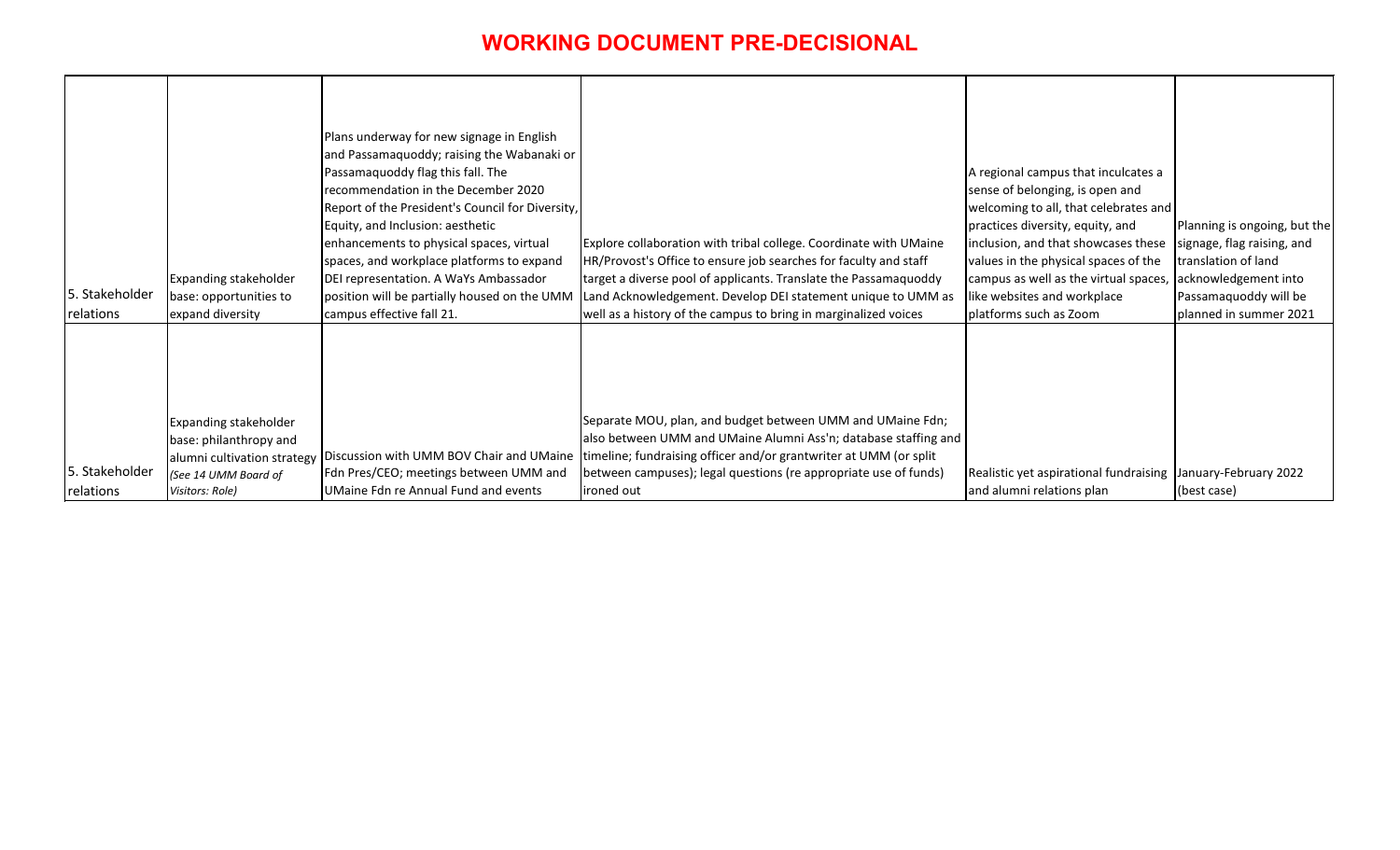# WORKING DOCUMENT PRE-DECISIONAL

| | | | | | |
|---|---|---|---|---|---|
| 5. Stakeholder relations | Expanding stakeholder base: opportunities to expand diversity | Plans underway for new signage in English and Passamaquoddy; raising the Wabanaki or Passamaquoddy flag this fall. The recommendation in the December 2020 Report of the President's Council for Diversity, Equity, and Inclusion: aesthetic enhancements to physical spaces, virtual spaces, and workplace platforms to expand DEI representation. A WaYs Ambassador position will be partially housed on the UMM campus effective fall 21. | Explore collaboration with tribal college. Coordinate with UMaine HR/Provost's Office to ensure job searches for faculty and staff target a diverse pool of applicants. Translate the Passamaquoddy Land Acknowledgement. Develop DEI statement unique to UMM as well as a history of the campus to bring in marginalized voices | A regional campus that inculcates a sense of belonging, is open and welcoming to all, that celebrates and practices diversity, equity, and inclusion, and that showcases these values in the physical spaces of the campus as well as the virtual spaces, like websites and workplace platforms such as Zoom | Planning is ongoing, but the signage, flag raising, and translation of land acknowledgement into Passamaquoddy will be planned in summer 2021 |
| 5. Stakeholder relations | Expanding stakeholder base: philanthropy and alumni cultivation strategy *(See 14 UMM Board of Visitors: Role)* | Discussion with UMM BOV Chair and UMaine Fdn Pres/CEO; meetings between UMM and UMaine Fdn re Annual Fund and events | Separate MOU, plan, and budget between UMM and UMaine Fdn; also between UMM and UMaine Alumni Ass'n; database staffing and timeline; fundraising officer and/or grantwriter at UMM (or split between campuses); legal questions (re appropriate use of funds) ironed out | Realistic yet aspirational fundraising and alumni relations plan | January-February 2022 (best case) |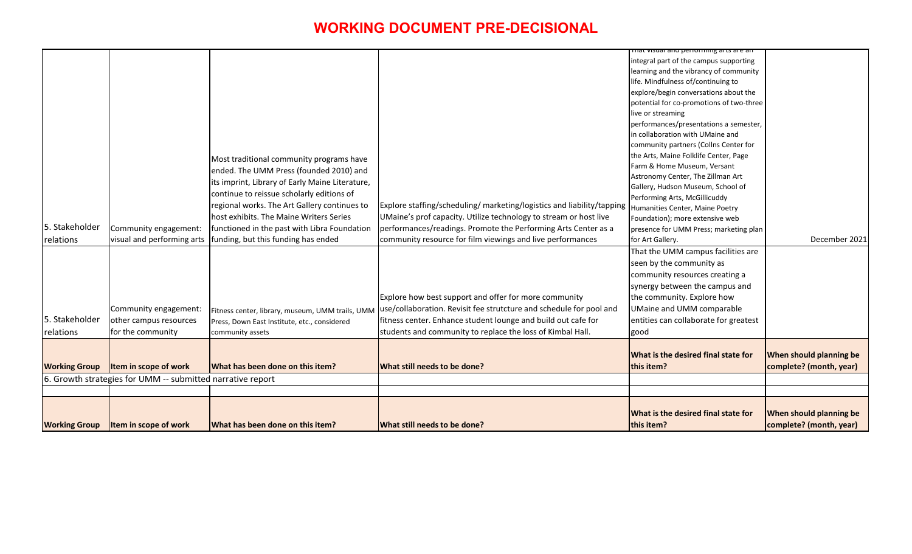# WORKING DOCUMENT PRE-DECISIONAL

| | | | | | |
|---|---|---|---|---|---|
| 5. Stakeholder relations | Community engagement: visual and performing arts | Most traditional community programs have ended. The UMM Press (founded 2010) and its imprint, Library of Early Maine Literature, continue to reissue scholarly editions of regional works. The Art Gallery continues to host exhibits. The Maine Writers Series functioned in the past with Libra Foundation funding, but this funding has ended | Explore staffing/scheduling/ marketing/logistics and liability/tapping UMaine's prof capacity. Utilize technology to stream or host live performances/readings. Promote the Performing Arts Center as a community resource for film viewings and live performances | That visual and performing arts are an integral part of the campus supporting learning and the vibrancy of community life. Mindfulness of/continuing to explore/begin conversations about the potential for co-promotions of two-three live or streaming performances/presentations a semester, in collaboration with UMaine and community partners (Collns Center for the Arts, Maine Folklife Center, Page Farm & Home Museum, Versant Astronomy Center, The Zillman Art Gallery, Hudson Museum, School of Performing Arts, McGillicuddy Humanities Center, Maine Poetry Foundation); more extensive web presence for UMM Press; marketing plan for Art Gallery. | December 2021 |
| 5. Stakeholder relations | Community engagement: other campus resources for the community | Fitness center, library, museum, UMM trails, UMM Press, Down East Institute, etc., considered community assets | Explore how best support and offer for more community use/collaboration. Revisit fee strutcture and schedule for pool and fitness center. Enhance student lounge and build out cafe for students and community to replace the loss of Kimbal Hall. | That the UMM campus facilities are seen by the community as community resources creating a synergy between the campus and the community. Explore how UMaine and UMM comparable entities can collaborate for greatest good | |
| **Working Group** | **Item in scope of work** | **What has been done on this item?** | **What still needs to be done?** | **What is the desired final state for this item?** | **When should planning be complete? (month, year)** |
| 6. Growth strategies for UMM -- submitted narrative report | | | | | |
| | | | | | |
| **Working Group** | **Item in scope of work** | **What has been done on this item?** | **What still needs to be done?** | **What is the desired final state for this item?** | **When should planning be complete? (month, year)** |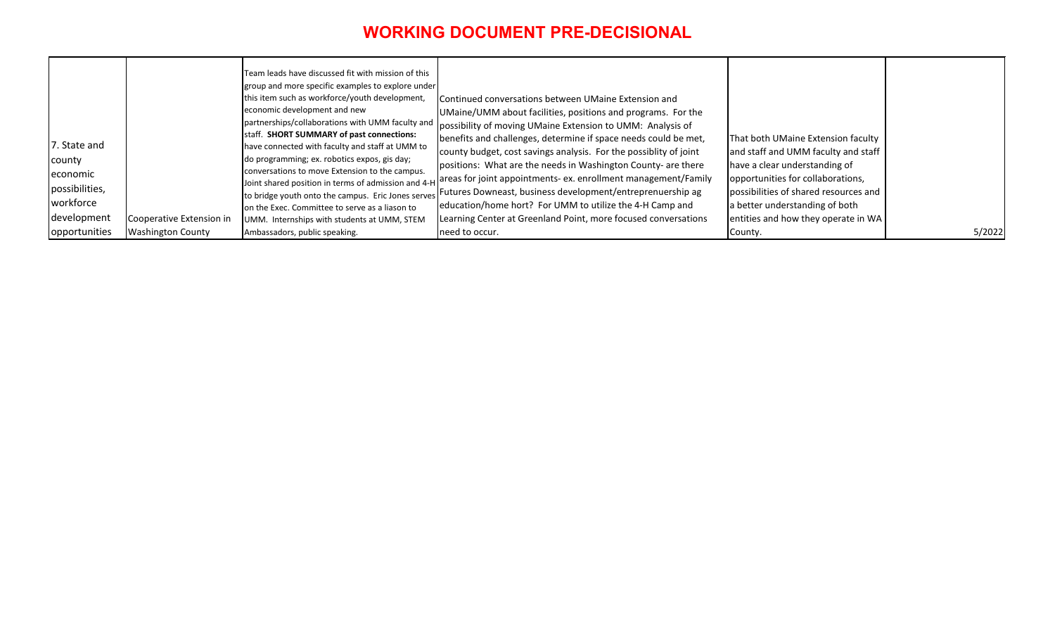# WORKING DOCUMENT PRE-DECISIONAL

| | | | | | |
|---|---|---|---|---|---|
| 7. State and county economic possibilities, workforce development opportunities | Cooperative Extension in Washington County | Team leads have discussed fit with mission of this group and more specific examples to explore under this item such as workforce/youth development, economic development and new partnerships/collaborations with UMM faculty and staff. **SHORT SUMMARY of past connections:** have connected with faculty and staff at UMM to do programming; ex. robotics expos, gis day; conversations to move Extension to the campus. Joint shared position in terms of admission and 4-H to bridge youth onto the campus. Eric Jones serves on the Exec. Committee to serve as a liason to UMM. Internships with students at UMM, STEM Ambassadors, public speaking. | Continued conversations between UMaine Extension and UMaine/UMM about facilities, positions and programs. For the possibility of moving UMaine Extension to UMM: Analysis of benefits and challenges, determine if space needs could be met, county budget, cost savings analysis. For the possiblity of joint positions: What are the needs in Washington County- are there areas for joint appointments- ex. enrollment management/Family Futures Downeast, business development/entreprenuership ag education/home hort? For UMM to utilize the 4-H Camp and Learning Center at Greenland Point, more focused conversations need to occur. | That both UMaine Extension faculty and staff and UMM faculty and staff have a clear understanding of opportunities for collaborations, possibilities of shared resources and a better understanding of both entities and how they operate in WA County. | 5/2022 |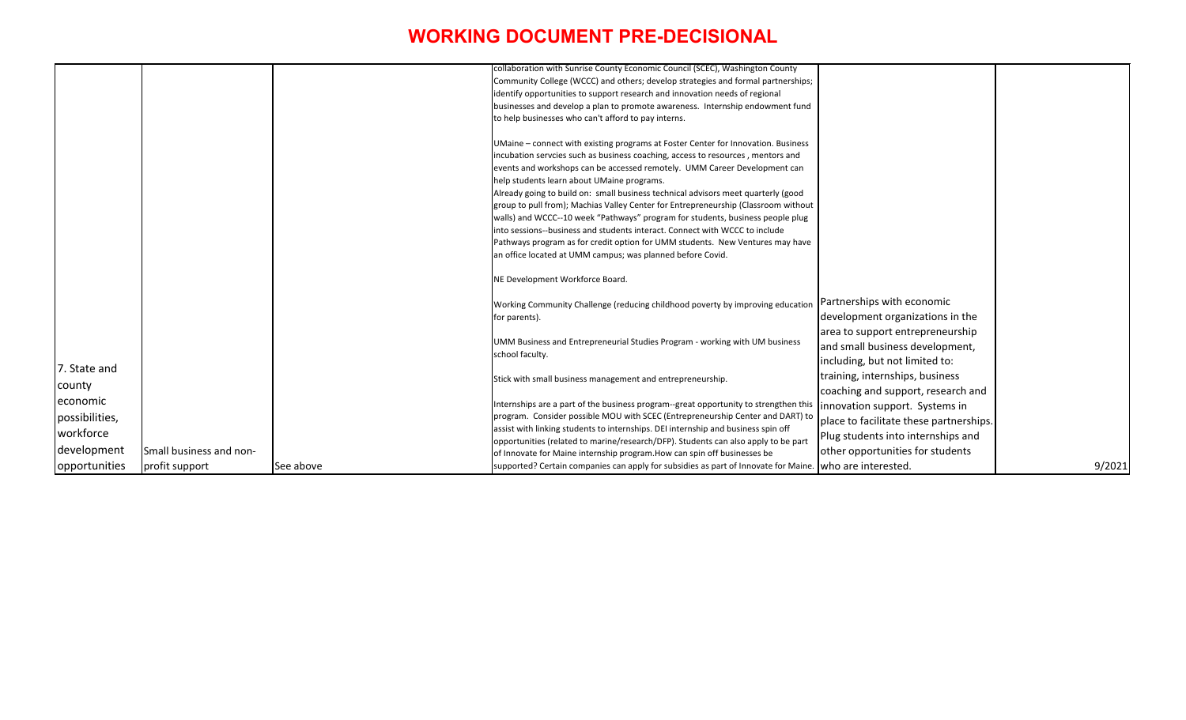# WORKING DOCUMENT PRE-DECISIONAL

| | | | | | |
|---|---|---|---|---|---|
| 7. State and county economic possibilities, workforce development opportunities | Small business and non-profit support | See above | collaboration with Sunrise County Economic Council (SCEC), Washington County Community College (WCCC) and others; develop strategies and formal partnerships; identify opportunities to support research and innovation needs of regional businesses and develop a plan to promote awareness. Internship endowment fund to help businesses who can't afford to pay interns.<br><br>UMaine – connect with existing programs at Foster Center for Innovation. Business incubation servcies such as business coaching, access to resources , mentors and events and workshops can be accessed remotely. UMM Career Development can help students learn about UMaine programs.<br>Already going to build on: small business technical advisors meet quarterly (good group to pull from); Machias Valley Center for Entrepreneurship (Classroom without walls) and WCCC--10 week "Pathways" program for students, business people plug into sessions--business and students interact. Connect with WCCC to include Pathways program as for credit option for UMM students. New Ventures may have an office located at UMM campus; was planned before Covid.<br><br>NE Development Workforce Board.<br><br>Working Community Challenge (reducing childhood poverty by improving education for parents).<br><br>UMM Business and Entrepreneurial Studies Program - working with UM business school faculty.<br><br>Stick with small business management and entrepreneurship.<br><br>Internships are a part of the business program--great opportunity to strengthen this program. Consider possible MOU with SCEC (Entrepreneurship Center and DART) to assist with linking students to internships. DEI internship and business spin off opportunities (related to marine/research/DFP). Students can also apply to be part of Innovate for Maine internship program.How can spin off businesses be supported? Certain companies can apply for subsidies as part of Innovate for Maine. | Partnerships with economic development organizations in the area to support entrepreneurship and small business development, including, but not limited to: training, internships, business coaching and support, research and innovation support. Systems in place to facilitate these partnerships. Plug students into internships and other opportunities for students who are interested. | 9/2021 |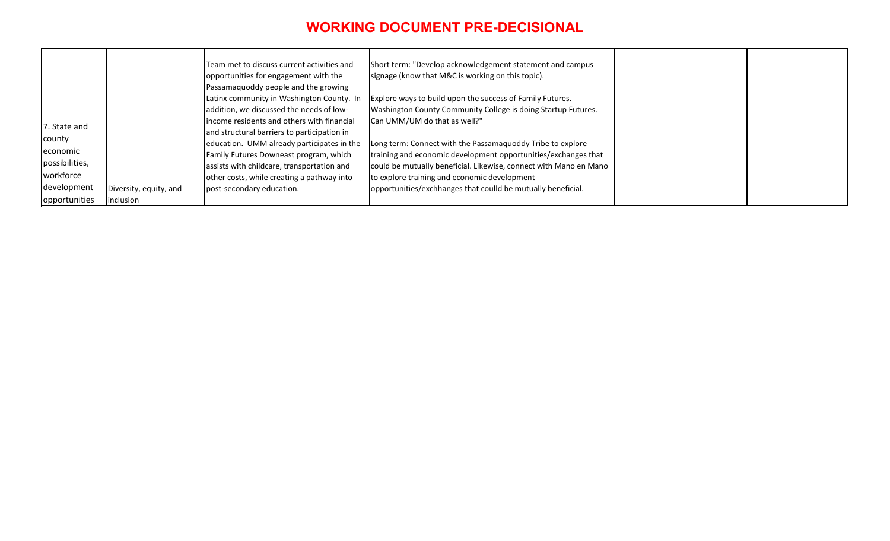# WORKING DOCUMENT PRE-DECISIONAL

| | | | | | |
|---|---|---|---|---|---|
| 7. State and county economic possibilities, workforce development opportunities | Diversity, equity, and inclusion | Team met to discuss current activities and opportunities for engagement with the Passamaquoddy people and the growing Latinx community in Washington County. In addition, we discussed the needs of low-income residents and others with financial and structural barriers to participation in education. UMM already participates in the Family Futures Downeast program, which assists with childcare, transportation and other costs, while creating a pathway into post-secondary education. | Short term: "Develop acknowledgement statement and campus signage (know that M&C is working on this topic).<br><br>Explore ways to build upon the success of Family Futures. Washington County Community College is doing Startup Futures. Can UMM/UM do that as well?"<br><br>Long term: Connect with the Passamaquoddy Tribe to explore training and economic development opportunities/exchanges that could be mutually beneficial. Likewise, connect with Mano en Mano to explore training and economic development opportunities/exchhanges that coulld be mutually beneficial. | | |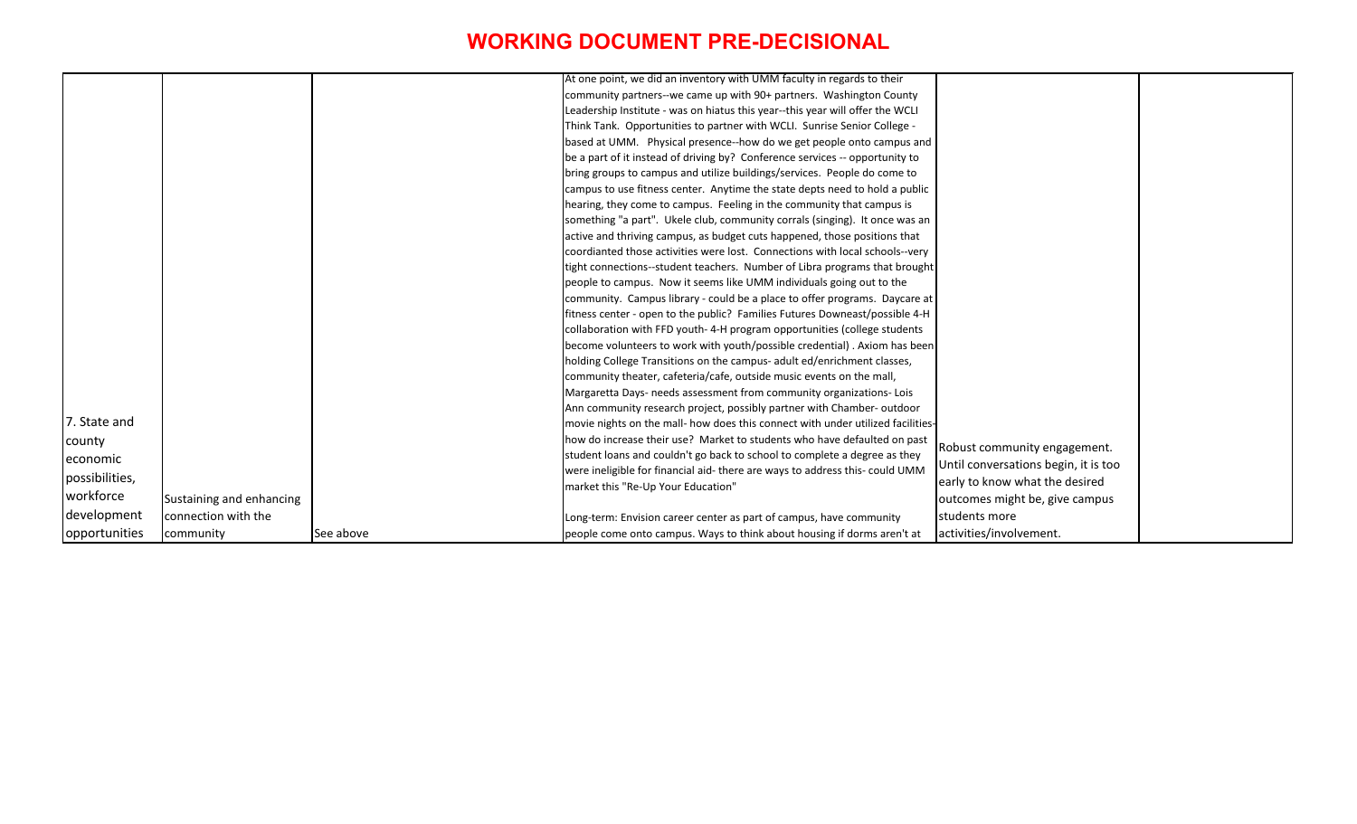# WORKING DOCUMENT PRE-DECISIONAL

| | | | | | |
|---|---|---|---|---|---|
| 7. State and county economic possibilities, workforce development opportunities | Sustaining and enhancing connection with the community | See above | At one point, we did an inventory with UMM faculty in regards to their community partners--we came up with 90+ partners. Washington County Leadership Institute - was on hiatus this year--this year will offer the WCLI Think Tank. Opportunities to partner with WCLI. Sunrise Senior College - based at UMM. Physical presence--how do we get people onto campus and be a part of it instead of driving by? Conference services -- opportunity to bring groups to campus and utilize buildings/services. People do come to campus to use fitness center. Anytime the state depts need to hold a public hearing, they come to campus. Feeling in the community that campus is something "a part". Ukele club, community corrals (singing). It once was an active and thriving campus, as budget cuts happened, those positions that coordianted those activities were lost. Connections with local schools--very tight connections--student teachers. Number of Libra programs that brought people to campus. Now it seems like UMM individuals going out to the community. Campus library - could be a place to offer programs. Daycare at fitness center - open to the public? Families Futures Downeast/possible 4-H collaboration with FFD youth- 4-H program opportunities (college students become volunteers to work with youth/possible credential) . Axiom has been holding College Transitions on the campus- adult ed/enrichment classes, community theater, cafeteria/cafe, outside music events on the mall, Margaretta Days- needs assessment from community organizations- Lois Ann community research project, possibly partner with Chamber- outdoor movie nights on the mall- how does this connect with under utilized facilities- how do increase their use? Market to students who have defaulted on past student loans and couldn't go back to school to complete a degree as they were ineligible for financial aid- there are ways to address this- could UMM market this "Re-Up Your Education"<br><br>Long-term: Envision career center as part of campus, have community people come onto campus. Ways to think about housing if dorms aren't at | Robust community engagement. Until conversations begin, it is too early to know what the desired outcomes might be, give campus students more activities/involvement. | |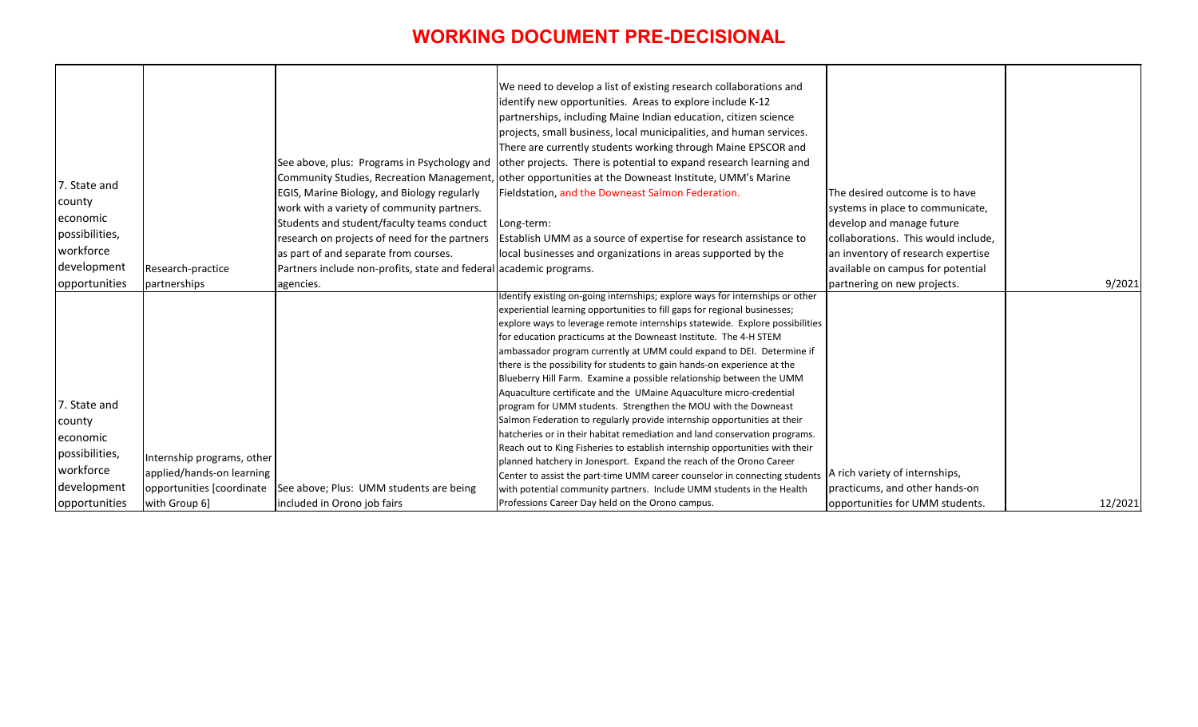# WORKING DOCUMENT PRE-DECISIONAL

| | | | | | |
|---|---|---|---|---|---|
| 7. State and county economic possibilities, workforce development opportunities | Research-practice partnerships | See above, plus: Programs in Psychology and Community Studies, Recreation Management, EGIS, Marine Biology, and Biology regularly work with a variety of community partners. Students and student/faculty teams conduct research on projects of need for the partners as part of and separate from courses. Partners include non-profits, state and federal agencies. | We need to develop a list of existing research collaborations and identify new opportunities. Areas to explore include K-12 partnerships, including Maine Indian education, citizen science projects, small business, local municipalities, and human services. There are currently students working through Maine EPSCOR and other projects. There is potential to expand research learning and other opportunities at the Downeast Institute, UMM's Marine Fieldstation, and the Downeast Salmon Federation.<br><br>Long-term:<br>Establish UMM as a source of expertise for research assistance to local businesses and organizations in areas supported by the academic programs. | The desired outcome is to have systems in place to communicate, develop and manage future collaborations. This would include, an inventory of research expertise available on campus for potential partnering on new projects. | 9/2021 |
| 7. State and county economic possibilities, workforce development opportunities | Internship programs, other applied/hands-on learning opportunities [coordinate with Group 6] | See above; Plus: UMM students are being included in Orono job fairs | Identify existing on-going internships; explore ways for internships or other experiential learning opportunities to fill gaps for regional businesses; explore ways to leverage remote internships statewide. Explore possibilities for education practicums at the Downeast Institute. The 4-H STEM ambassador program currently at UMM could expand to DEI. Determine if there is the possibility for students to gain hands-on experience at the Blueberry Hill Farm. Examine a possible relationship between the UMM Aquaculture certificate and the UMaine Aquaculture micro-credential program for UMM students. Strengthen the MOU with the Downeast Salmon Federation to regularly provide internship opportunities at their hatcheries or in their habitat remediation and land conservation programs. Reach out to King Fisheries to establish internship opportunities with their planned hatchery in Jonesport. Expand the reach of the Orono Career Center to assist the part-time UMM career counselor in connecting students with potential community partners. Include UMM students in the Health Professions Career Day held on the Orono campus. | A rich variety of internships, practicums, and other hands-on opportunities for UMM students. | 12/2021 |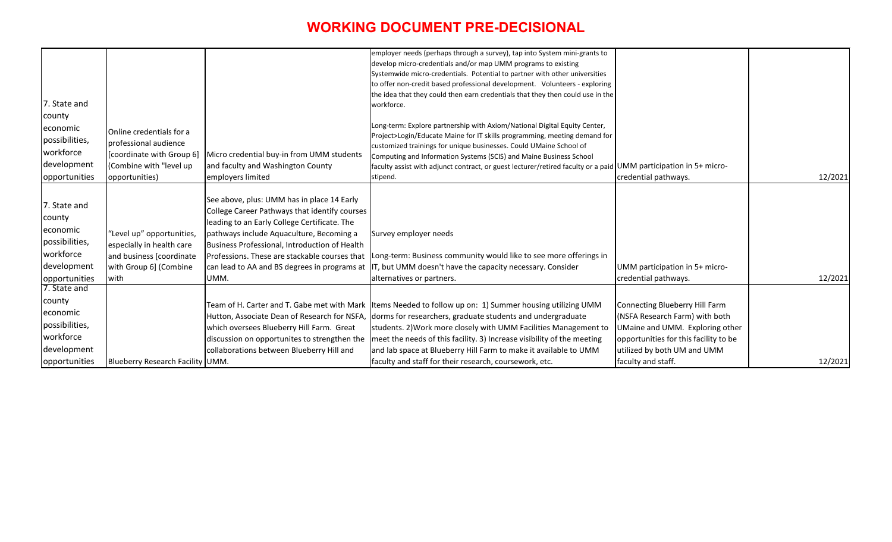# WORKING DOCUMENT PRE-DECISIONAL

| | | | | | |
|---|---|---|---|---|---|
| 7. State and county economic possibilities, workforce development opportunities | Online credentials for a professional audience [coordinate with Group 6] (Combine with "level up opportunities) | Micro credential buy-in from UMM students and faculty and Washington County employers limited | employer needs (perhaps through a survey), tap into System mini-grants to develop micro-credentials and/or map UMM programs to existing Systemwide micro-credentials. Potential to partner with other universities to offer non-credit based professional development. Volunteers - exploring the idea that they could then earn credentials that they then could use in the workforce.<br><br>Long-term: Explore partnership with Axiom/National Digital Equity Center, Project>Login/Educate Maine for IT skills programming, meeting demand for customized trainings for unique businesses. Could UMaine School of Computing and Information Systems (SCIS) and Maine Business School faculty assist with adjunct contract, or guest lecturer/retired faculty or a paid stipend. | UMM participation in 5+ micro-credential pathways. | 12/2021 |
| 7. State and county economic possibilities, workforce development opportunities | "Level up" opportunities, especially in health care and business [coordinate with Group 6] (Combine with | See above, plus: UMM has in place 14 Early College Career Pathways that identify courses leading to an Early College Certificate. The pathways include Aquaculture, Becoming a Business Professional, Introduction of Health Professions. These are stackable courses that can lead to AA and BS degrees in programs at UMM. | Survey employer needs<br><br>Long-term: Business community would like to see more offerings in IT, but UMM doesn't have the capacity necessary. Consider alternatives or partners. | UMM participation in 5+ micro-credential pathways. | 12/2021 |
| 7. State and county economic possibilities, workforce development opportunities | Blueberry Research Facility | Team of H. Carter and T. Gabe met with Mark Hutton, Associate Dean of Research for NSFA, which oversees Blueberry Hill Farm. Great discussion on opportunites to strengthen the collaborations between Blueberry Hill and UMM. | Items Needed to follow up on: 1) Summer housing utilizing UMM dorms for researchers, graduate students and undergraduate students. 2)Work more closely with UMM Facilities Management to meet the needs of this facility. 3) Increase visibility of the meeting and lab space at Blueberry Hill Farm to make it available to UMM faculty and staff for their research, coursework, etc. | Connecting Blueberry Hill Farm (NSFA Research Farm) with both UMaine and UMM. Exploring other opportunities for this facility to be utilized by both UM and UMM faculty and staff. | 12/2021 |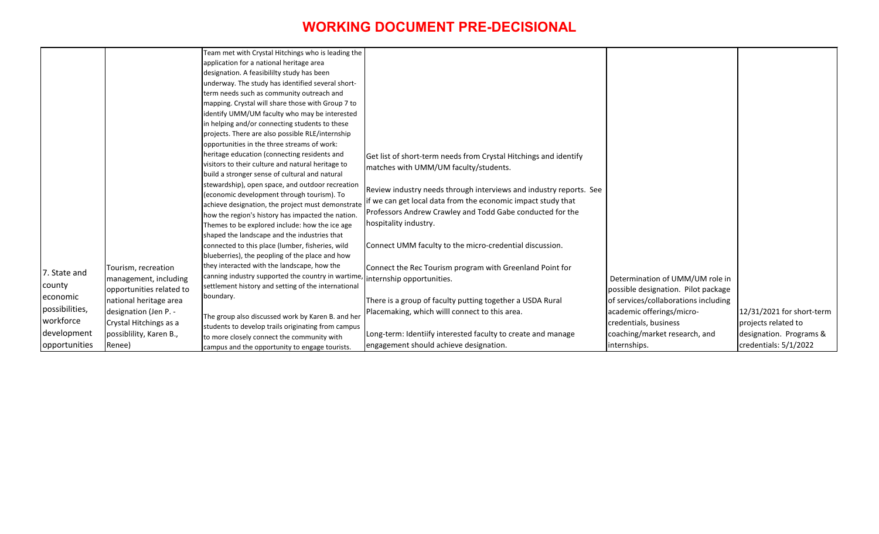# WORKING DOCUMENT PRE-DECISIONAL

| | | | | | |
|---|---|---|---|---|---|
| 7. State and county economic possibilities, workforce development opportunities | Tourism, recreation management, including opportunities related to national heritage area designation (Jen P. - Crystal Hitchings as a possiblility, Karen B., Renee) | Team met with Crystal Hitchings who is leading the application for a national heritage area designation. A feasibililty study has been underway. The study has identified several short-term needs such as community outreach and mapping. Crystal will share those with Group 7 to identify UMM/UM faculty who may be interested in helping and/or connecting students to these projects. There are also possible RLE/internship opportunities in the three streams of work: heritage education (connecting residents and visitors to their culture and natural heritage to build a stronger sense of cultural and natural stewardship), open space, and outdoor recreation (economic development through tourism). To achieve designation, the project must demonstrate how the region's history has impacted the nation. Themes to be explored include: how the ice age shaped the landscape and the industries that connected to this place (lumber, fisheries, wild blueberries), the peopling of the place and how they interacted with the landscape, how the canning industry supported the country in wartime, settlement history and setting of the international boundary.<br><br>The group also discussed work by Karen B. and her students to develop trails originating from campus to more closely connect the community with campus and the opportunity to engage tourists. | Get list of short-term needs from Crystal Hitchings and identify matches with UMM/UM faculty/students.<br><br>Review industry needs through interviews and industry reports. See if we can get local data from the economic impact study that Professors Andrew Crawley and Todd Gabe conducted for the hospitality industry.<br><br>Connect UMM faculty to the micro-credential discussion.<br><br>Connect the Rec Tourism program with Greenland Point for internship opportunities.<br><br>There is a group of faculty putting together a USDA Rural Placemaking, which willl connect to this area.<br><br>Long-term: Identiify interested faculty to create and manage engagement should achieve designation. | Determination of UMM/UM role in possible designation. Pilot package of services/collaborations including academic offerings/micro-credentials, business coaching/market research, and internships. | 12/31/2021 for short-term projects related to designation. Programs & credentials: 5/1/2022 |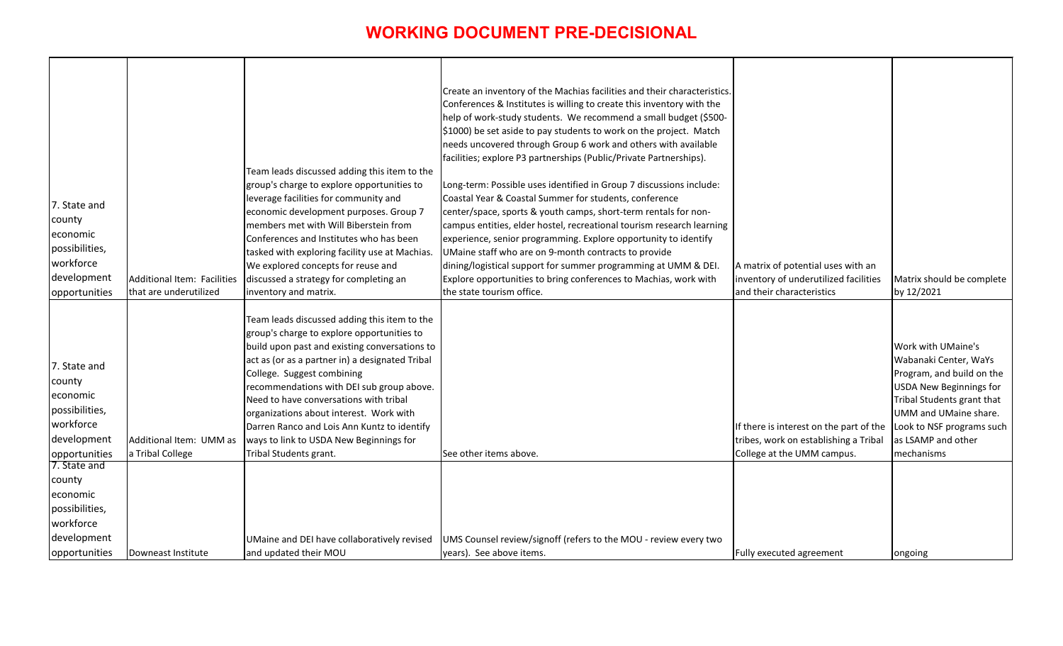# WORKING DOCUMENT PRE-DECISIONAL

| | | | | | |
|---|---|---|---|---|---|
| 7. State and county economic possibilities, workforce development opportunities | Additional Item: Facilities that are underutilized | Team leads discussed adding this item to the group's charge to explore opportunities to leverage facilities for community and economic development purposes. Group 7 members met with Will Biberstein from Conferences and Institutes who has been tasked with exploring facility use at Machias. We explored concepts for reuse and discussed a strategy for completing an inventory and matrix. | Create an inventory of the Machias facilities and their characteristics. Conferences & Institutes is willing to create this inventory with the help of work-study students. We recommend a small budget ($500-$1000) be set aside to pay students to work on the project. Match needs uncovered through Group 6 work and others with available facilities; explore P3 partnerships (Public/Private Partnerships).<br><br>Long-term: Possible uses identified in Group 7 discussions include: Coastal Year & Coastal Summer for students, conference center/space, sports & youth camps, short-term rentals for non-campus entities, elder hostel, recreational tourism research learning experience, senior programming. Explore opportunity to identify UMaine staff who are on 9-month contracts to provide dining/logistical support for summer programming at UMM & DEI. Explore opportunities to bring conferences to Machias, work with the state tourism office. | A matrix of potential uses with an inventory of underutilized facilities and their characteristics | Matrix should be complete by 12/2021 |
| 7. State and county economic possibilities, workforce development opportunities | Additional Item: UMM as a Tribal College | Team leads discussed adding this item to the group's charge to explore opportunities to build upon past and existing conversations to act as (or as a partner in) a designated Tribal College. Suggest combining recommendations with DEI sub group above. Need to have conversations with tribal organizations about interest. Work with Darren Ranco and Lois Ann Kuntz to identify ways to link to USDA New Beginnings for Tribal Students grant. | See other items above. | If there is interest on the part of the tribes, work on establishing a Tribal College at the UMM campus. | Work with UMaine's Wabanaki Center, WaYs Program, and build on the USDA New Beginnings for Tribal Students grant that UMM and UMaine share. Look to NSF programs such as LSAMP and other mechanisms |
| 7. State and county economic possibilities, workforce development opportunities | Downeast Institute | UMaine and DEI have collaboratively revised and updated their MOU | UMS Counsel review/signoff (refers to the MOU - review every two years). See above items. | Fully executed agreement | ongoing |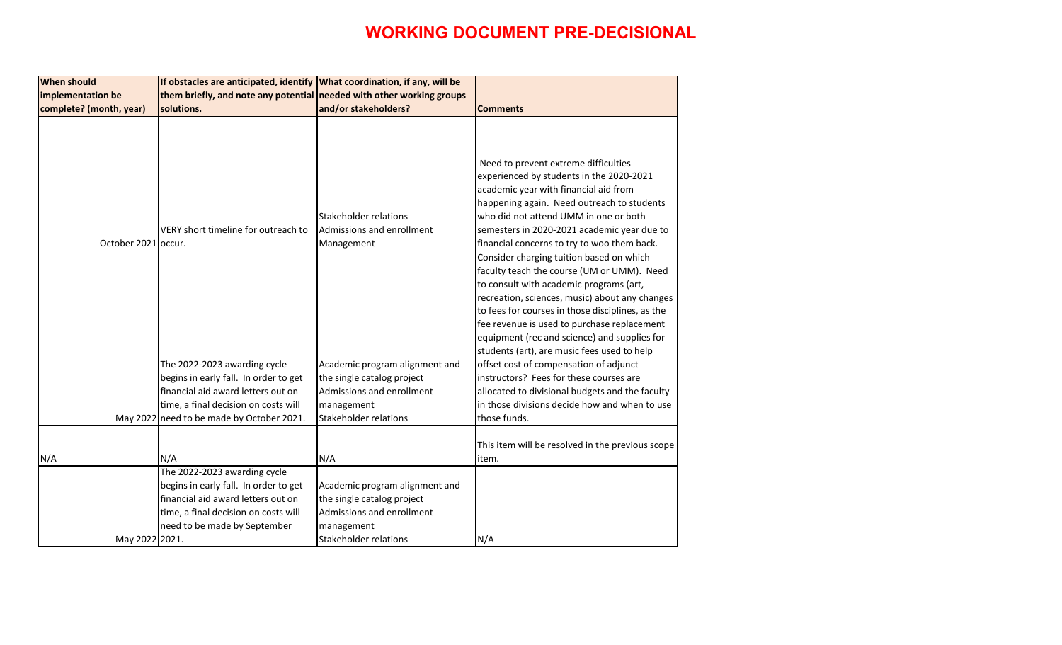# WORKING DOCUMENT PRE-DECISIONAL

| When should implementation be complete? (month, year) | If obstacles are anticipated, identify them briefly, and note any potential solutions. | What coordination, if any, will be needed with other working groups and/or stakeholders? | Comments |
|---|---|---|---|
| October 2021 | VERY short timeline for outreach to occur. | Stakeholder relations<br>Admissions and enrollment Management | Need to prevent extreme difficulties experienced by students in the 2020-2021 academic year with financial aid from happening again. Need outreach to students who did not attend UMM in one or both semesters in 2020-2021 academic year due to financial concerns to try to woo them back. |
| May 2022 | The 2022-2023 awarding cycle begins in early fall. In order to get financial aid award letters out on time, a final decision on costs will need to be made by October 2021. | Academic program alignment and the single catalog project<br>Admissions and enrollment management<br>Stakeholder relations | Consider charging tuition based on which faculty teach the course (UM or UMM). Need to consult with academic programs (art, recreation, sciences, music) about any changes to fees for courses in those disciplines, as the fee revenue is used to purchase replacement equipment (rec and science) and supplies for students (art), are music fees used to help offset cost of compensation of adjunct instructors? Fees for these courses are allocated to divisional budgets and the faculty in those divisions decide how and when to use those funds. |
| N/A | N/A | N/A | This item will be resolved in the previous scope item. |
| May 2022 | The 2022-2023 awarding cycle begins in early fall. In order to get financial aid award letters out on time, a final decision on costs will need to be made by September 2021. | Academic program alignment and the single catalog project<br>Admissions and enrollment management<br>Stakeholder relations | N/A |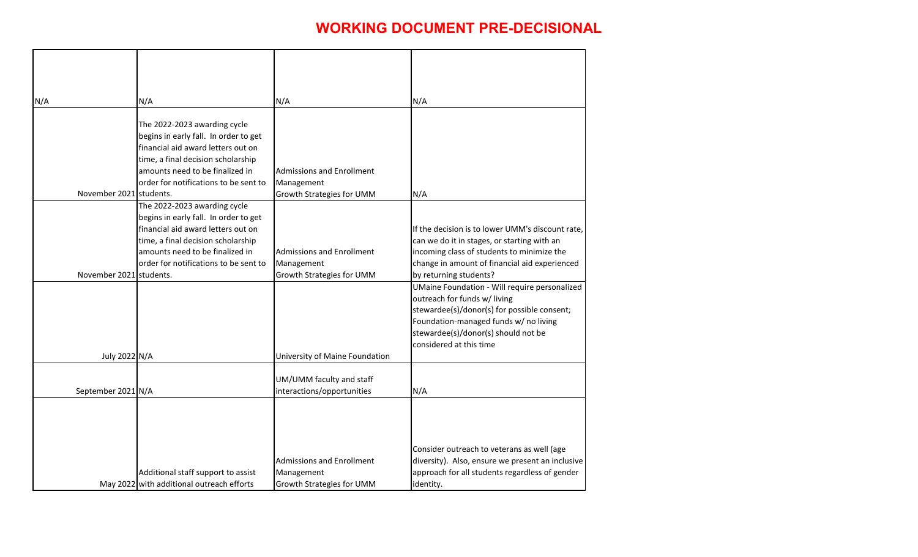# WORKING DOCUMENT PRE-DECISIONAL

| | | | |
|---|---|---|---|
| N/A | N/A | N/A | N/A |
| November 2021 | The 2022-2023 awarding cycle begins in early fall. In order to get financial aid award letters out on time, a final decision scholarship amounts need to be finalized in order for notifications to be sent to students. | Admissions and Enrollment Management Growth Strategies for UMM | N/A |
| November 2021 | The 2022-2023 awarding cycle begins in early fall. In order to get financial aid award letters out on time, a final decision scholarship amounts need to be finalized in order for notifications to be sent to students. | Admissions and Enrollment Management Growth Strategies for UMM | If the decision is to lower UMM's discount rate, can we do it in stages, or starting with an incoming class of students to minimize the change in amount of financial aid experienced by returning students? |
| July 2022 | N/A | University of Maine Foundation | UMaine Foundation - Will require personalized outreach for funds w/ living stewardee(s)/donor(s) for possible consent; Foundation-managed funds w/ no living stewardee(s)/donor(s) should not be considered at this time |
| September 2021 | N/A | UM/UMM faculty and staff interactions/opportunities | N/A |
| May 2022 | Additional staff support to assist with additional outreach efforts | Admissions and Enrollment Management Growth Strategies for UMM | Consider outreach to veterans as well (age diversity). Also, ensure we present an inclusive approach for all students regardless of gender identity. |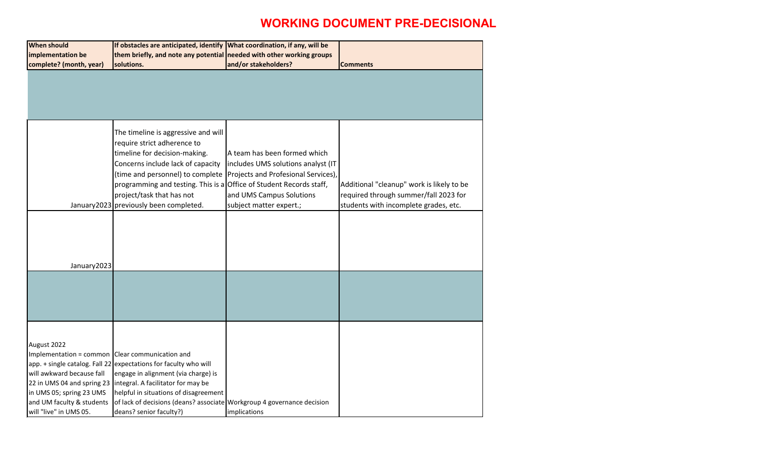# WORKING DOCUMENT PRE-DECISIONAL

| When should implementation be complete? (month, year) | If obstacles are anticipated, identify them briefly, and note any potential solutions. | What coordination, if any, will be needed with other working groups and/or stakeholders? | Comments |
|---|---|---|---|
| | | | |
| January2023 | The timeline is aggressive and will require strict adherence to timeline for decision-making. Concerns include lack of capacity (time and personnel) to complete programming and testing. This is a project/task that has not previously been completed. | A team has been formed which includes UMS solutions analyst (IT Projects and Profesional Services), Office of Student Records staff, and UMS Campus Solutions subject matter expert.; | Additional "cleanup" work is likely to be required through summer/fall 2023 for students with incomplete grades, etc. |
| January2023 | | | |
| | | | |
| August 2022 Implementation = common app. + single catalog. Fall 22 will awkward because fall 22 in UMS 04 and spring 23 in UMS 05; spring 23 UMS and UM faculty & students will "live" in UMS 05. | Clear communication and expectations for faculty who will engage in alignment (via charge) is integral. A facilitator for may be helpful in situations of disagreement of lack of decisions (deans? associate deans? senior faculty?) | Workgroup 4 governance decision implications | |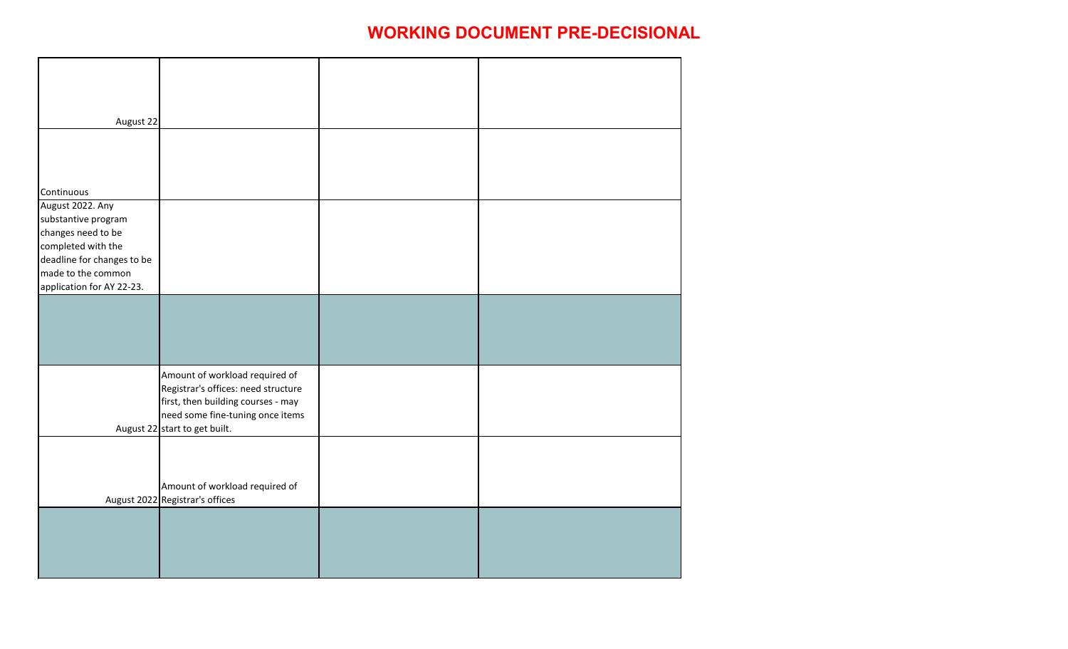# WORKING DOCUMENT PRE-DECISIONAL

| | | | |
|---|---|---|---|
| August 22 | | | |
| Continuous | | | |
| August 2022. Any substantive program changes need to be completed with the deadline for changes to be made to the common application for AY 22-23. | | | |
| | | | |
| August 22 | Amount of workload required of Registrar's offices: need structure first, then building courses - may need some fine-tuning once items start to get built. | | |
| August 2022 | Amount of workload required of Registrar's offices | | |
| | | | |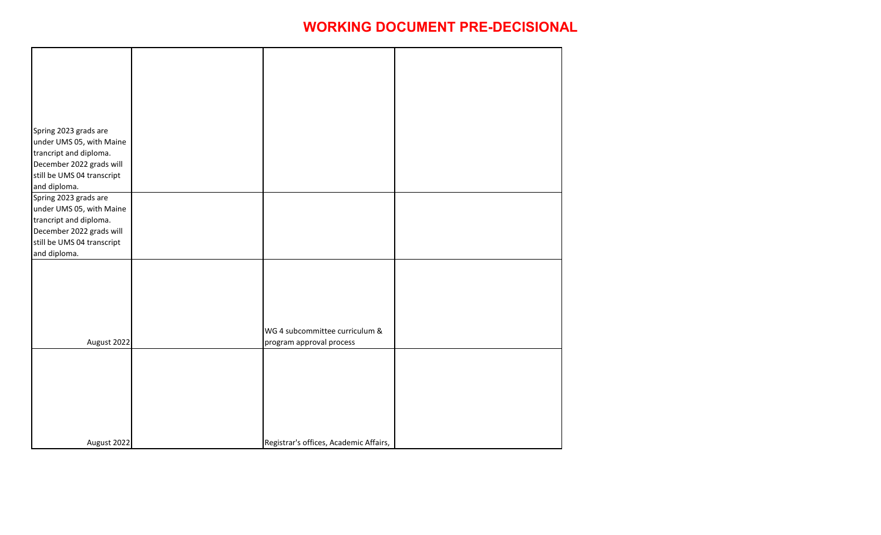**WORKING DOCUMENT PRE-DECISIONAL**

| | | | |
|---|---|---|---|
| Spring 2023 grads are under UMS 05, with Maine trancript and diploma. December 2022 grads will still be UMS 04 transcript and diploma. | | | |
| Spring 2023 grads are under UMS 05, with Maine trancript and diploma. December 2022 grads will still be UMS 04 transcript and diploma. | | | |
| August 2022 | | WG 4 subcommittee curriculum & program approval process | |
| August 2022 | | Registrar's offices, Academic Affairs, | |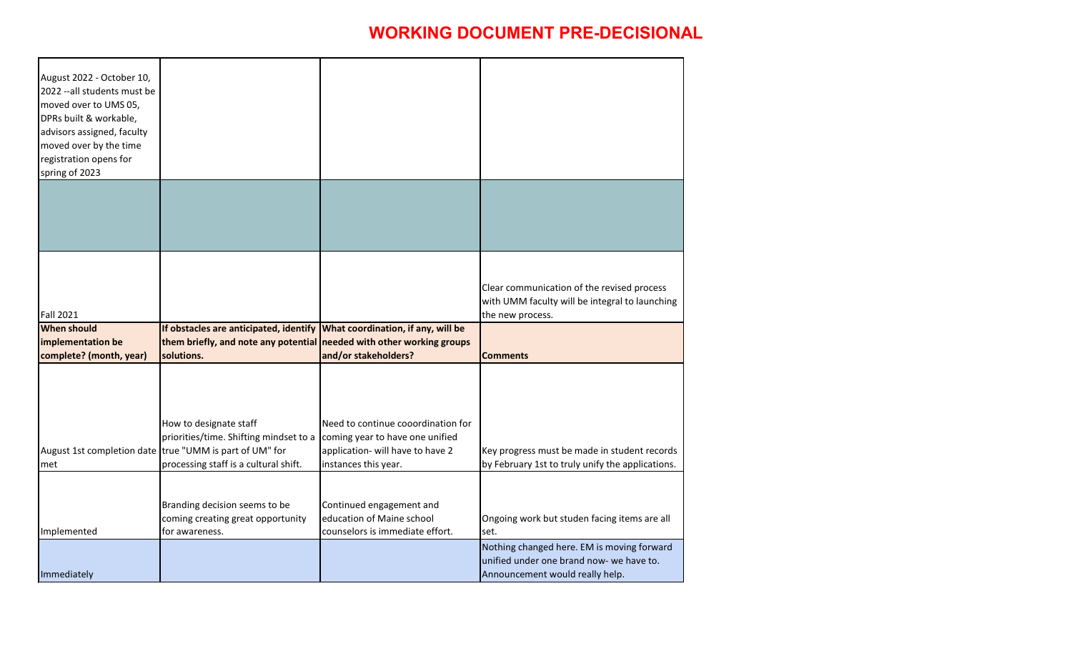# WORKING DOCUMENT PRE-DECISIONAL

| | | | |
|---|---|---|---|
| August 2022 - October 10, 2022 --all students must be moved over to UMS 05, DPRs built & workable, advisors assigned, faculty moved over by the time registration opens for spring of 2023 | | | |
| | | | |
| Fall 2021 | | | Clear communication of the revised process with UMM faculty will be integral to launching the new process. |
| **When should implementation be complete? (month, year)** | **If obstacles are anticipated, identify them briefly, and note any potential solutions.** | **What coordination, if any, will be needed with other working groups and/or stakeholders?** | **Comments** |
| August 1st completion date met | How to designate staff priorities/time. Shifting mindset to a true "UMM is part of UM" for processing staff is a cultural shift. | Need to continue cooordination for coming year to have one unified application- will have to have 2 instances this year. | Key progress must be made in student records by February 1st to truly unify the applications. |
| Implemented | Branding decision seems to be coming creating great opportunity for awareness. | Continued engagement and education of Maine school counselors is immediate effort. | Ongoing work but studen facing items are all set. |
| Immediately | | | Nothing changed here. EM is moving forward unified under one brand now- we have to. Announcement would really help. |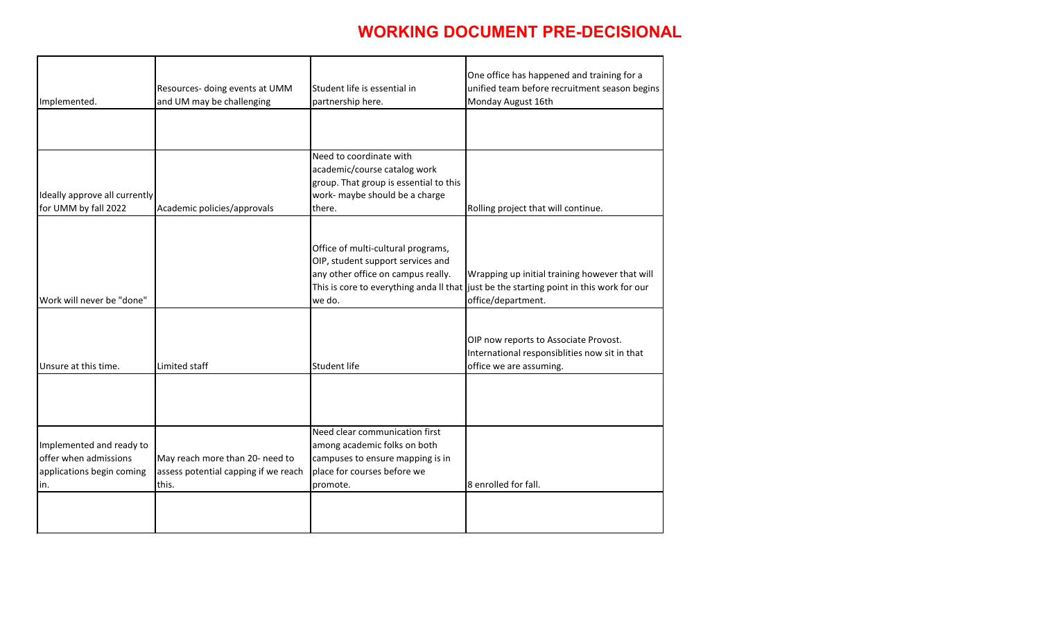# WORKING DOCUMENT PRE-DECISIONAL

| | | | |
|---|---|---|---|
| Implemented. | Resources- doing events at UMM and UM may be challenging | Student life is essential in partnership here. | One office has happened and training for a unified team before recruitment season begins Monday August 16th |
| | | | |
| Ideally approve all currently for UMM by fall 2022 | Academic policies/approvals | Need to coordinate with academic/course catalog work group. That group is essential to this work- maybe should be a charge there. | Rolling project that will continue. |
| Work will never be "done" | | Office of multi-cultural programs, OIP, student support services and any other office on campus really. This is core to everything anda ll that we do. | Wrapping up initial training however that will just be the starting point in this work for our office/department. |
| Unsure at this time. | Limited staff | Student life | OIP now reports to Associate Provost. International responsiblities now sit in that office we are assuming. |
| | | | |
| Implemented and ready to offer when admissions applications begin coming in. | May reach more than 20- need to assess potential capping if we reach this. | Need clear communication first among academic folks on both campuses to ensure mapping is in place for courses before we promote. | 8 enrolled for fall. |
| | | | |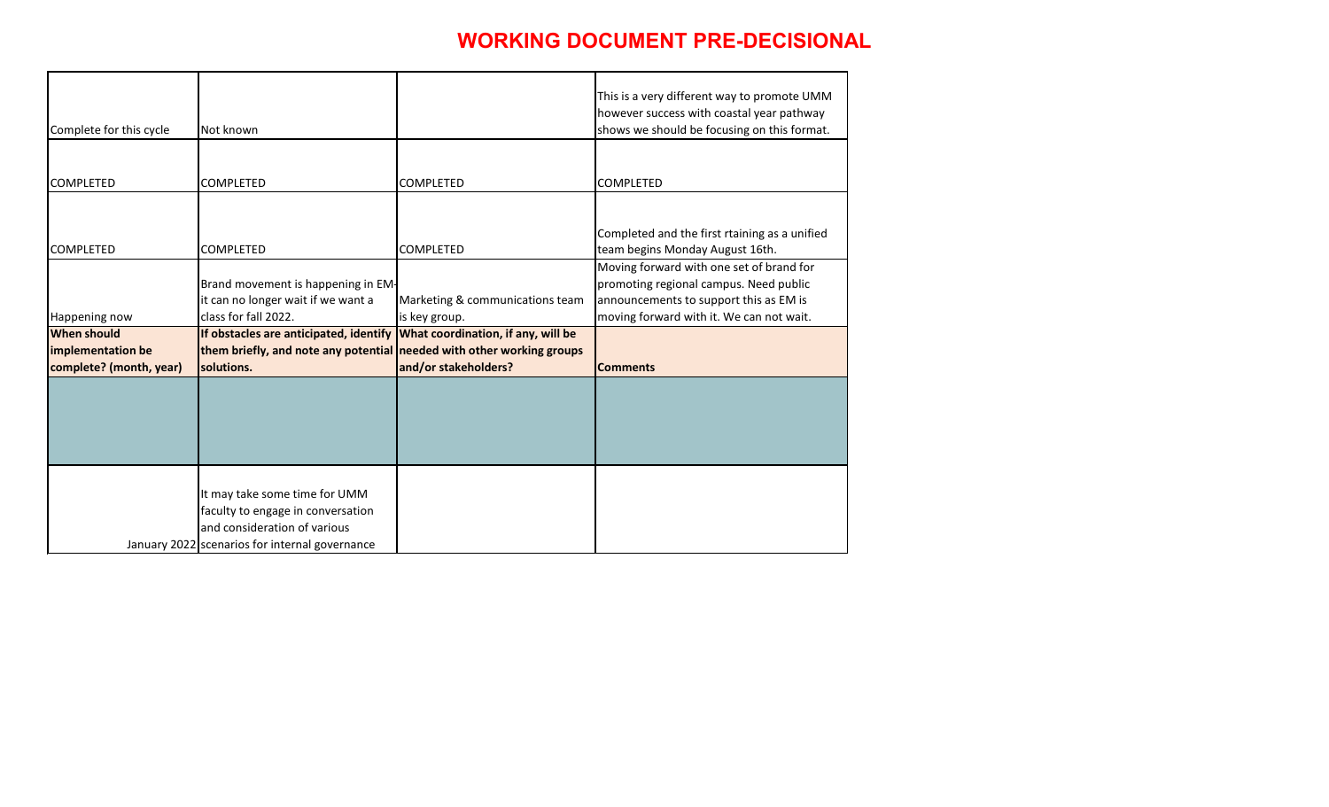# WORKING DOCUMENT PRE-DECISIONAL

| | | | |
|---|---|---|---|
| Complete for this cycle | Not known | | This is a very different way to promote UMM however success with coastal year pathway shows we should be focusing on this format. |
| COMPLETED | COMPLETED | COMPLETED | COMPLETED |
| COMPLETED | COMPLETED | COMPLETED | Completed and the first rtaining as a unified team begins Monday August 16th. |
| Happening now | Brand movement is happening in EM-it can no longer wait if we want a class for fall 2022. | Marketing & communications team is key group. | Moving forward with one set of brand for promoting regional campus. Need public announcements to support this as EM is moving forward with it. We can not wait. |
| **When should implementation be complete? (month, year)** | **If obstacles are anticipated, identify them briefly, and note any potential solutions.** | **What coordination, if any, will be needed with other working groups and/or stakeholders?** | **Comments** |
| | | | |
| January 2022 | It may take some time for UMM faculty to engage in conversation and consideration of various scenarios for internal governance | | |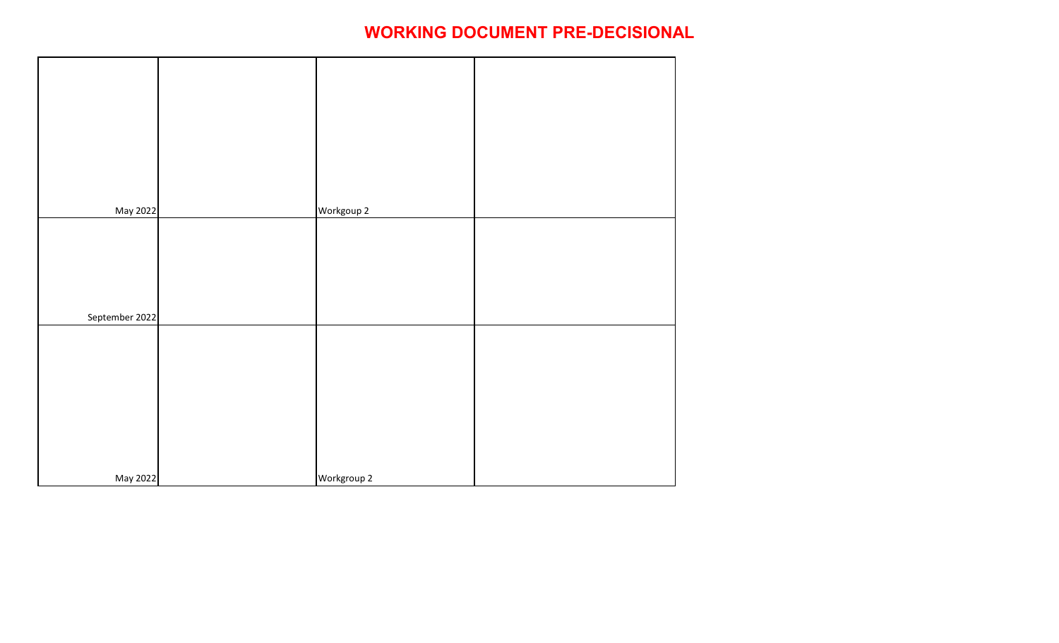**WORKING DOCUMENT PRE-DECISIONAL**

| | | | |
|---|---|---|---|
| May 2022 | | Workgoup 2 | |
| September 2022 | | | |
| May 2022 | | Workgroup 2 | |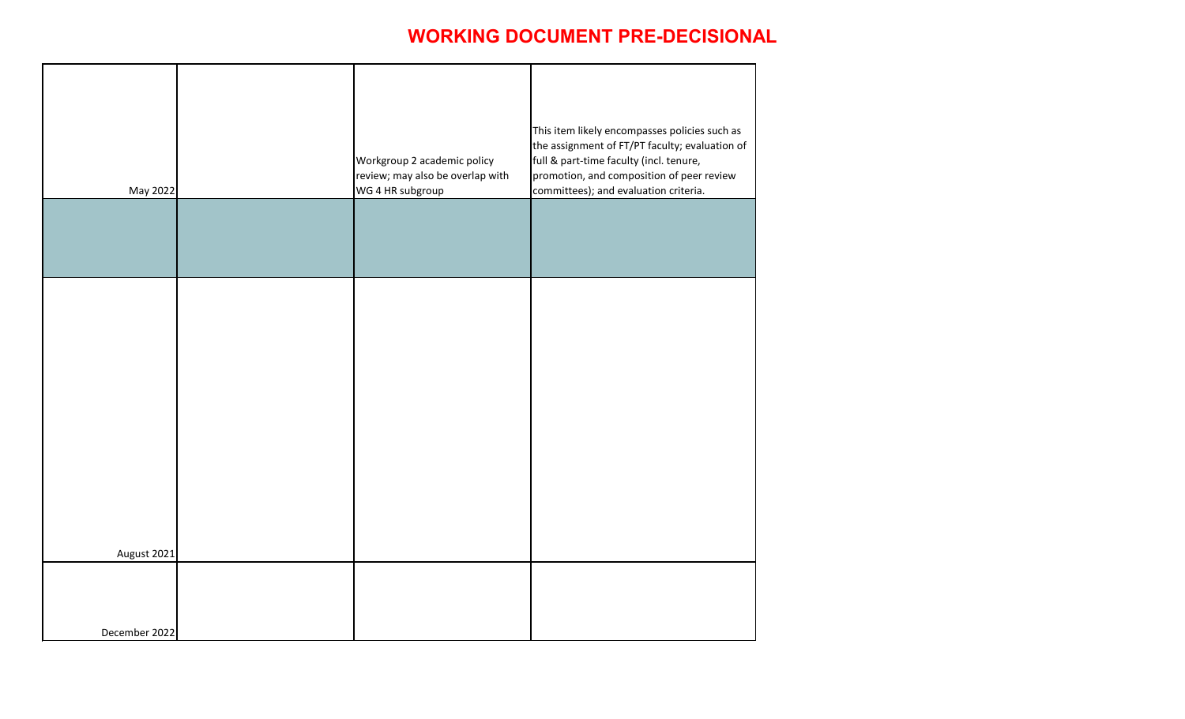**WORKING DOCUMENT PRE-DECISIONAL**

| | | | |
|---|---|---|---|
| May 2022 | | Workgroup 2 academic policy review; may also be overlap with WG 4 HR subgroup | This item likely encompasses policies such as the assignment of FT/PT faculty; evaluation of full & part-time faculty (incl. tenure, promotion, and composition of peer review committees); and evaluation criteria. |
| | | | |
| August 2021 | | | |
| December 2022 | | | |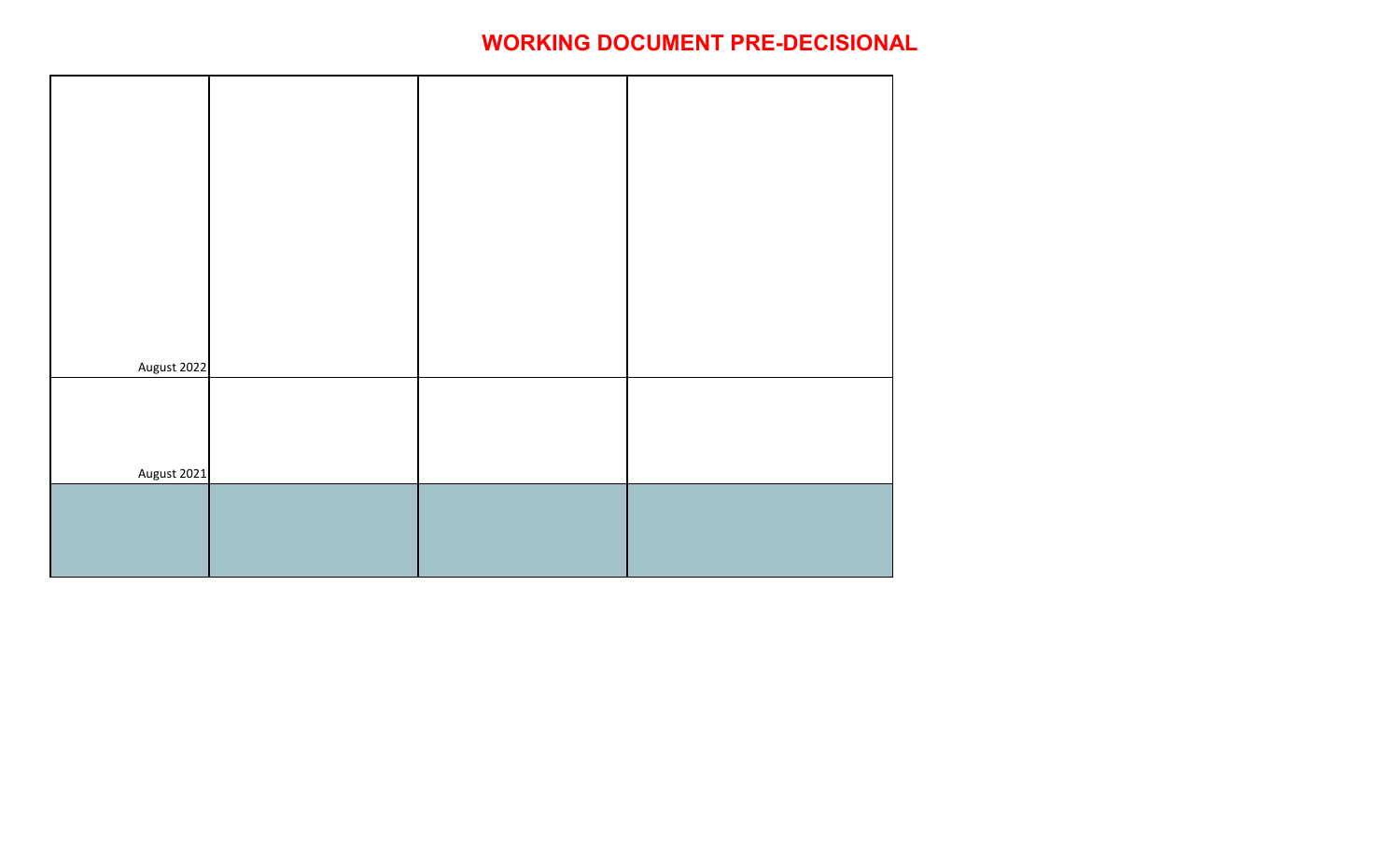**WORKING DOCUMENT PRE-DECISIONAL**

| | | | |
|---|---|---|---|
| August 2022 | | | |
| August 2021 | | | |
| | | | |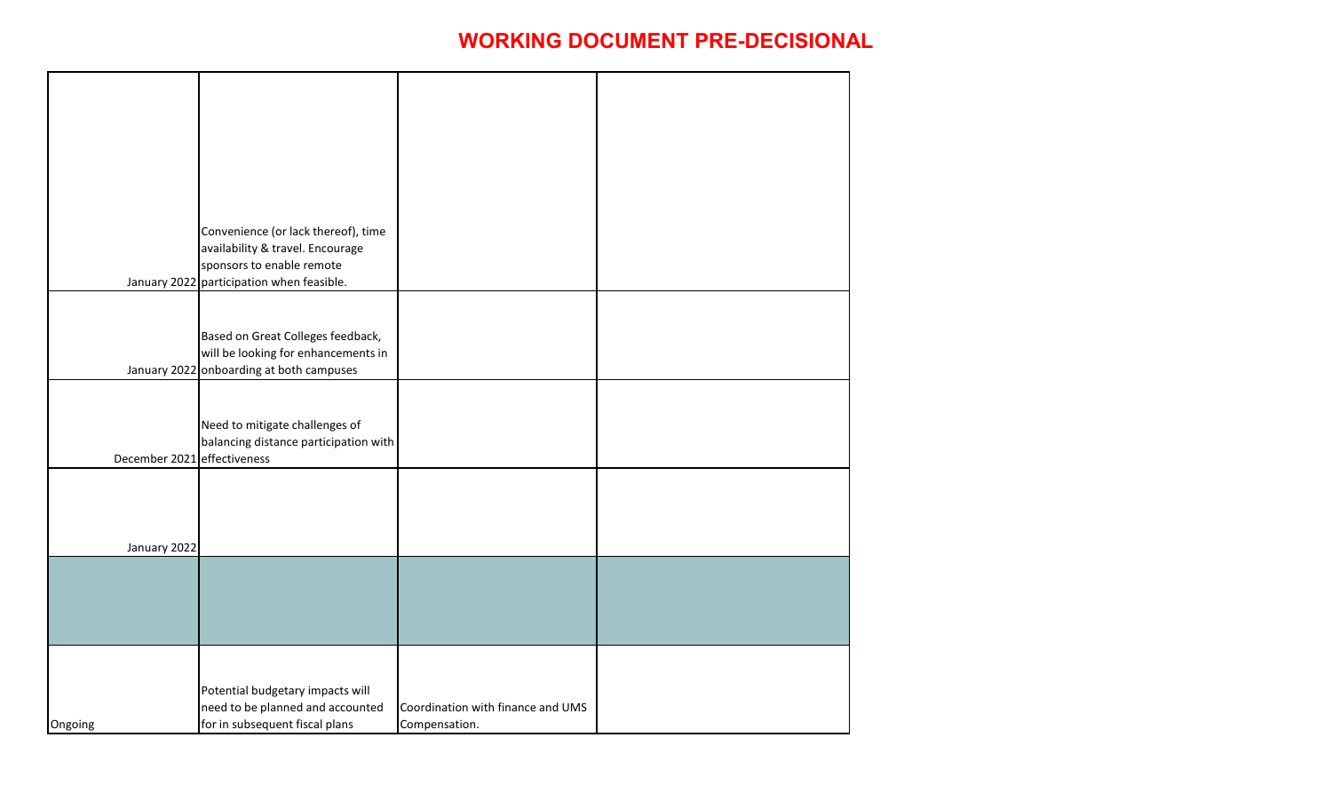# WORKING DOCUMENT PRE-DECISIONAL

| | | | |
|---|---|---|---|
| January 2022 | Convenience (or lack thereof), time availability & travel. Encourage sponsors to enable remote participation when feasible. | | |
| January 2022 | Based on Great Colleges feedback, will be looking for enhancements in onboarding at both campuses | | |
| December 2021 | Need to mitigate challenges of balancing distance participation with effectiveness | | |
| January 2022 | | | |
| | | | |
| Ongoing | Potential budgetary impacts will need to be planned and accounted for in subsequent fiscal plans | Coordination with finance and UMS Compensation. | |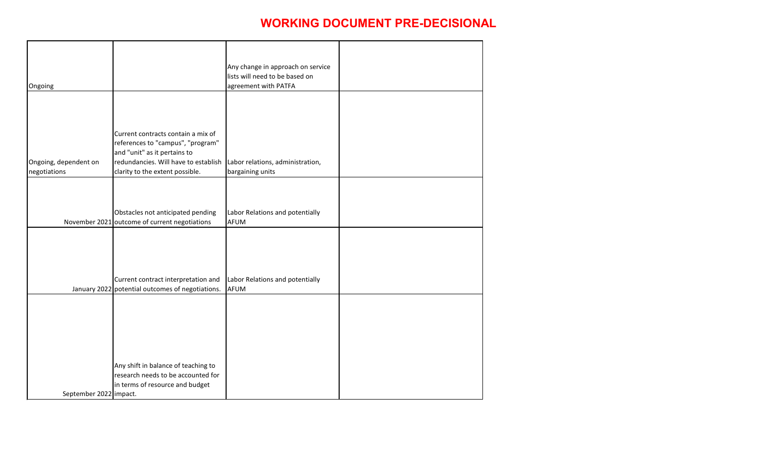# WORKING DOCUMENT PRE-DECISIONAL

| | | | |
|---|---|---|---|
| Ongoing | | Any change in approach on service lists will need to be based on agreement with PATFA | |
| Ongoing, dependent on negotiations | Current contracts contain a mix of references to "campus", "program" and "unit" as it pertains to redundancies. Will have to establish clarity to the extent possible. | Labor relations, administration, bargaining units | |
| November 2021 | Obstacles not anticipated pending outcome of current negotiations | Labor Relations and potentially AFUM | |
| January 2022 | Current contract interpretation and potential outcomes of negotiations. | Labor Relations and potentially AFUM | |
| September 2022 | Any shift in balance of teaching to research needs to be accounted for in terms of resource and budget impact. | | |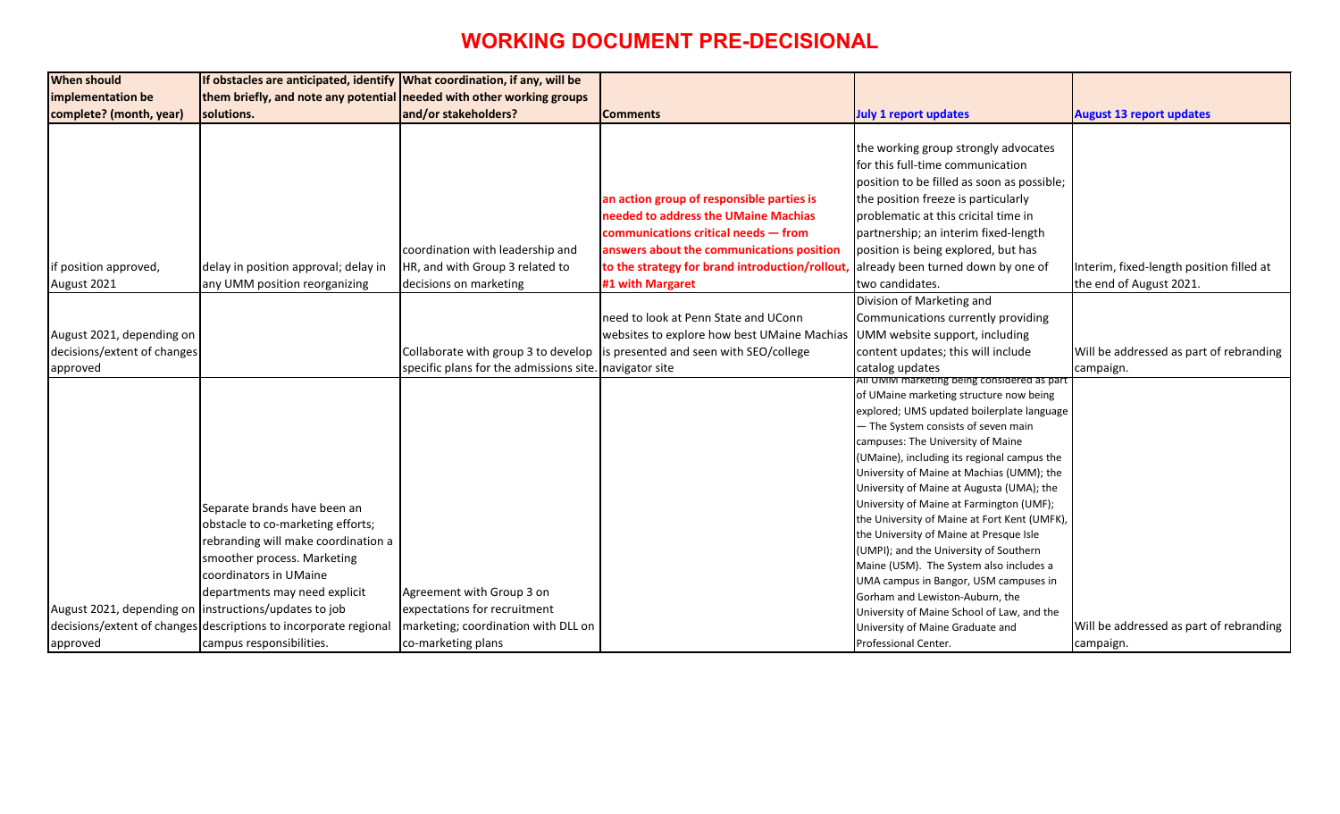# WORKING DOCUMENT PRE-DECISIONAL

| When should implementation be complete? (month, year) | If obstacles are anticipated, identify them briefly, and note any potential solutions. | What coordination, if any, will be needed with other working groups and/or stakeholders? | Comments | July 1 report updates | August 13 report updates |
|---|---|---|---|---|---|
| if position approved, August 2021 | delay in position approval; delay in any UMM position reorganizing | coordination with leadership and HR, and with Group 3 related to decisions on marketing | **an action group of responsible parties is needed to address the UMaine Machias communications critical needs — from answers about the communications position to the strategy for brand introduction/rollout, #1 with Margaret** | the working group strongly advocates for this full-time communication position to be filled as soon as possible; the position freeze is particularly problematic at this cricital time in partnership; an interim fixed-length position is being explored, but has already been turned down by one of two candidates. | Interim, fixed-length position filled at the end of August 2021. |
| August 2021, depending on decisions/extent of changes approved | | Collaborate with group 3 to develop specific plans for the admissions site. | need to look at Penn State and UConn websites to explore how best UMaine Machias is presented and seen with SEO/college navigator site | Division of Marketing and Communications currently providing UMM website support, including content updates; this will include catalog updates | Will be addressed as part of rebranding campaign. |
| August 2021, depending on decisions/extent of changes approved | Separate brands have been an obstacle to co-marketing efforts; rebranding will make coordination a smoother process. Marketing coordinators in UMaine departments may need explicit instructions/updates to job descriptions to incorporate regional campus responsibilities. | Agreement with Group 3 on expectations for recruitment marketing; coordination with DLL on co-marketing plans | | All UMM marketing being considered as part of UMaine marketing structure now being explored; UMS updated boilerplate language — The System consists of seven main campuses: The University of Maine (UMaine), including its regional campus the University of Maine at Machias (UMM); the University of Maine at Augusta (UMA); the University of Maine at Farmington (UMF); the University of Maine at Fort Kent (UMFK), the University of Maine at Presque Isle (UMPI); and the University of Southern Maine (USM). The System also includes a UMA campus in Bangor, USM campuses in Gorham and Lewiston-Auburn, the University of Maine School of Law, and the University of Maine Graduate and Professional Center. | Will be addressed as part of rebranding campaign. |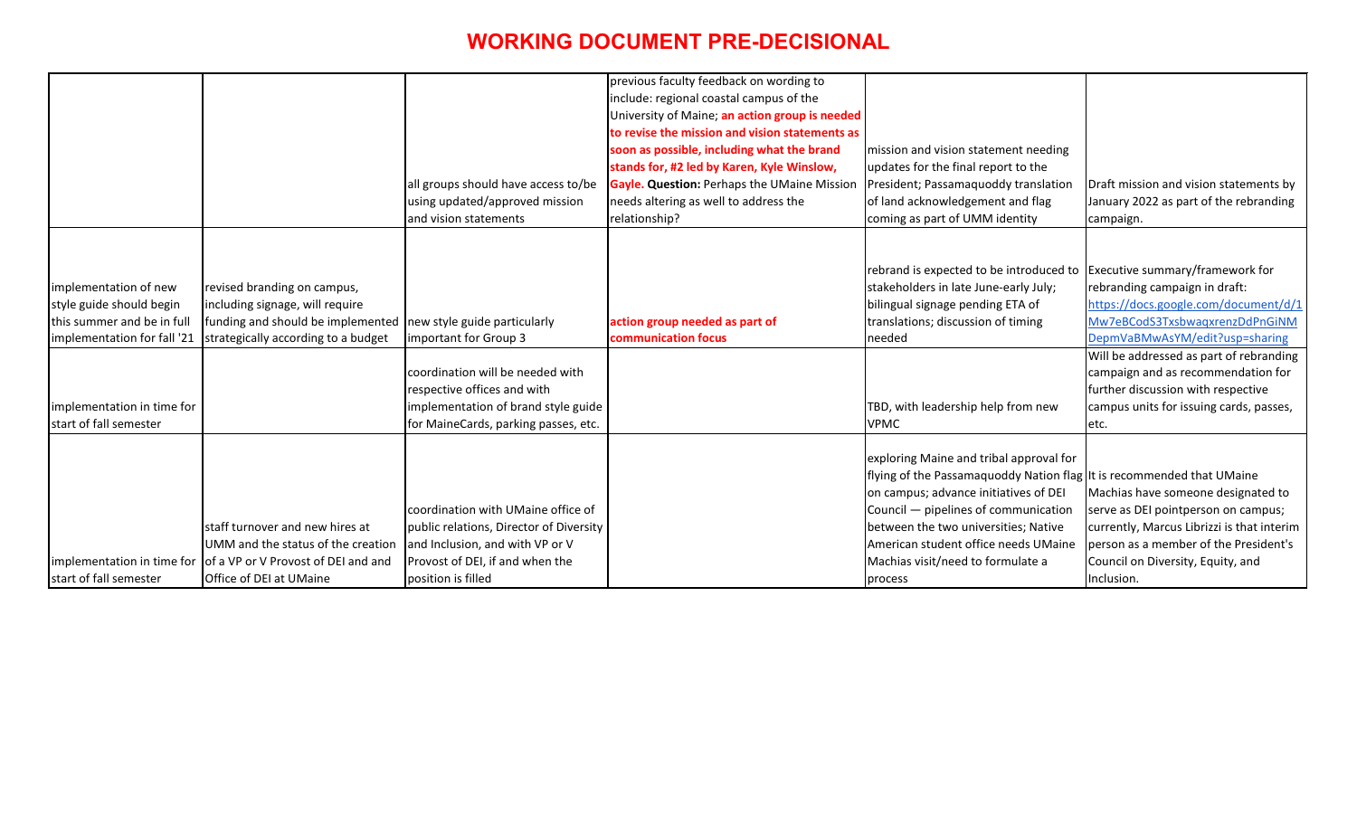# WORKING DOCUMENT PRE-DECISIONAL

| | | | | | |
|---|---|---|---|---|---|
| | | all groups should have access to/be using updated/approved mission and vision statements | previous faculty feedback on wording to include: regional coastal campus of the University of Maine; **an action group is needed to revise the mission and vision statements as soon as possible, including what the brand stands for, #2 led by Karen, Kyle Winslow, Gayle. Question:** Perhaps the UMaine Mission needs altering as well to address the relationship? | mission and vision statement needing updates for the final report to the President; Passamaquoddy translation of land acknowledgement and flag coming as part of UMM identity | Draft mission and vision statements by January 2022 as part of the rebranding campaign. |
| implementation of new style guide should begin this summer and be in full implementation for fall '21 | revised branding on campus, including signage, will require funding and should be implemented strategically according to a budget | new style guide particularly important for Group 3 | **action group needed as part of communication focus** | rebrand is expected to be introduced to stakeholders in late June-early July; bilingual signage pending ETA of translations; discussion of timing needed | Executive summary/framework for rebranding campaign in draft: https://docs.google.com/document/d/1Mw7eBCodS3TxsbwaqxrenzDdPnGiNMDepmVaBMwAsYM/edit?usp=sharing |
| implementation in time for start of fall semester | | coordination will be needed with respective offices and with implementation of brand style guide for MaineCards, parking passes, etc. | | TBD, with leadership help from new VPMC | Will be addressed as part of rebranding campaign and as recommendation for further discussion with respective campus units for issuing cards, passes, etc. |
| implementation in time for start of fall semester | staff turnover and new hires at UMM and the status of the creation of a VP or V Provost of DEI and and Office of DEI at UMaine | coordination with UMaine office of public relations, Director of Diversity and Inclusion, and with VP or V Provost of DEI, if and when the position is filled | | exploring Maine and tribal approval for flying of the Passamaquoddy Nation flag on campus; advance initiatives of DEI Council — pipelines of communication between the two universities; Native American student office needs UMaine Machias visit/need to formulate a process | It is recommended that UMaine Machias have someone designated to serve as DEI pointperson on campus; currently, Marcus Librizzi is that interim person as a member of the President's Council on Diversity, Equity, and Inclusion. |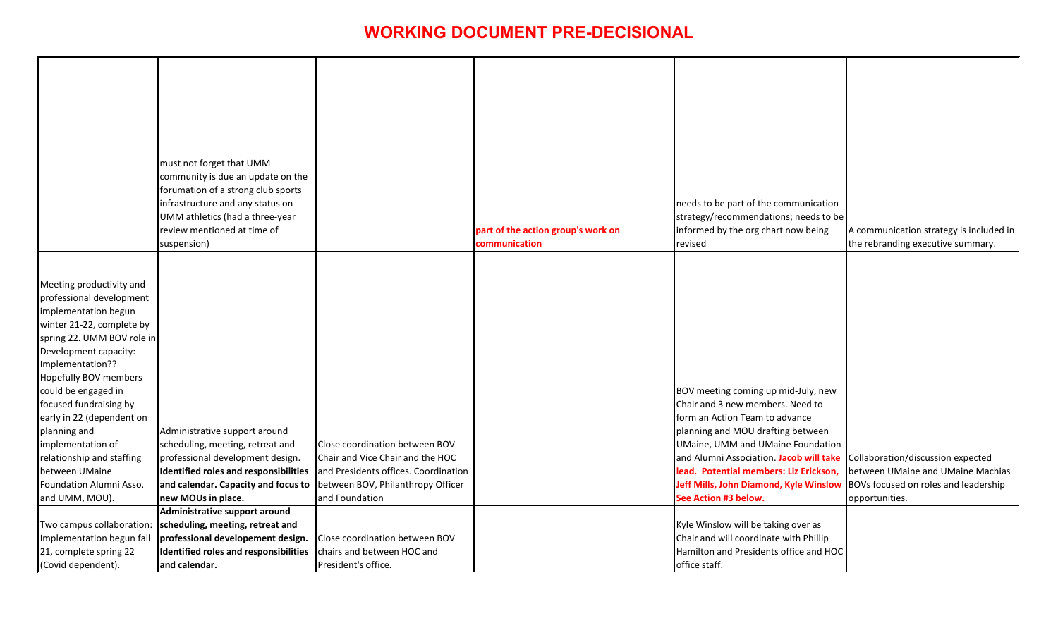# WORKING DOCUMENT PRE-DECISIONAL

| | | | | | |
|---|---|---|---|---|---|
| | must not forget that UMM community is due an update on the forumation of a strong club sports infrastructure and any status on UMM athletics (had a three-year review mentioned at time of suspension) | | **part of the action group's work on communication** | needs to be part of the communication strategy/recommendations; needs to be informed by the org chart now being revised | A communication strategy is included in the rebranding executive summary. |
| Meeting productivity and professional development implementation begun winter 21-22, complete by spring 22. UMM BOV role in Development capacity: Implementation?? Hopefully BOV members could be engaged in focused fundraising by early in 22 (dependent on planning and implementation of relationship and staffing between UMaine Foundation Alumni Asso. and UMM, MOU). | Administrative support around scheduling, meeting, retreat and professional development design. **Identified roles and responsibilities and calendar. Capacity and focus to new MOUs in place.** | Close coordination between BOV Chair and Vice Chair and the HOC and Presidents offices. Coordination between BOV, Philanthropy Officer and Foundation | | BOV meeting coming up mid-July, new Chair and 3 new members. Need to form an Action Team to advance planning and MOU drafting between UMaine, UMM and UMaine Foundation and Alumni Association. **Jacob will take lead. Potential members: Liz Erickson, Jeff Mills, John Diamond, Kyle Winslow See Action #3 below.** | Collaboration/discussion expected between UMaine and UMaine Machias BOVs focused on roles and leadership opportunities. |
| Two campus collaboration: Implementation begun fall 21, complete spring 22 (Covid dependent). | **Administrative support around scheduling, meeting, retreat and professional developement design. Identified roles and responsibilities and calendar.** | Close coordination between BOV chairs and between HOC and President's office. | | Kyle Winslow will be taking over as Chair and will coordinate with Phillip Hamilton and Presidents office and HOC office staff. | |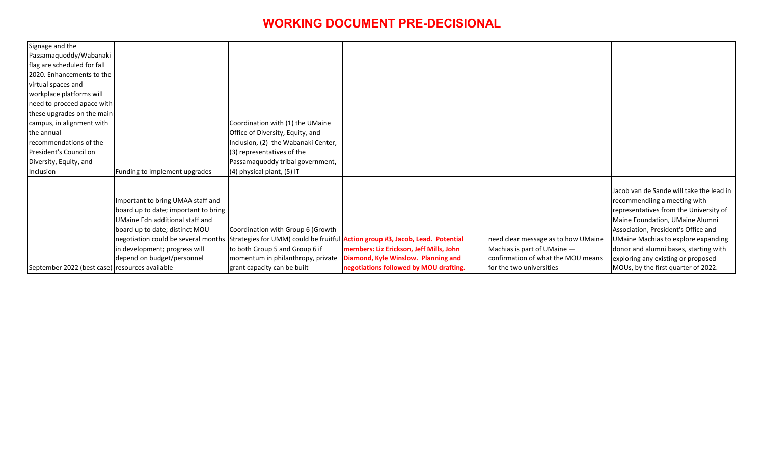# WORKING DOCUMENT PRE-DECISIONAL

| | | | | | |
|---|---|---|---|---|---|
| Signage and the Passamaquoddy/Wabanaki flag are scheduled for fall 2020. Enhancements to the virtual spaces and workplace platforms will need to proceed apace with these upgrades on the main campus, in alignment with the annual recommendations of the President's Council on Diversity, Equity, and Inclusion | Funding to implement upgrades | Coordination with (1) the UMaine Office of Diversity, Equity, and Inclusion, (2) the Wabanaki Center, (3) representatives of the Passamaquoddy tribal government, (4) physical plant, (5) IT | | | |
| September 2022 (best case) | Important to bring UMAA staff and board up to date; important to bring UMaine Fdn additional staff and board up to date; distinct MOU negotiation could be several months in development; progress will depend on budget/personnel resources available | Coordination with Group 6 (Growth Strategies for UMM) could be fruitful to both Group 5 and Group 6 if momentum in philanthropy, private grant capacity can be built | **Action group #3, Jacob, Lead. Potential members: Liz Erickson, Jeff Mills, John Diamond, Kyle Winslow. Planning and negotiations followed by MOU drafting.** | need clear message as to how UMaine Machias is part of UMaine — confirmation of what the MOU means for the two universities | Jacob van de Sande will take the lead in recommendiing a meeting with representatives from the University of Maine Foundation, UMaine Alumni Association, President's Office and UMaine Machias to explore expanding donor and alumni bases, starting with exploring any existing or proposed MOUs, by the first quarter of 2022. |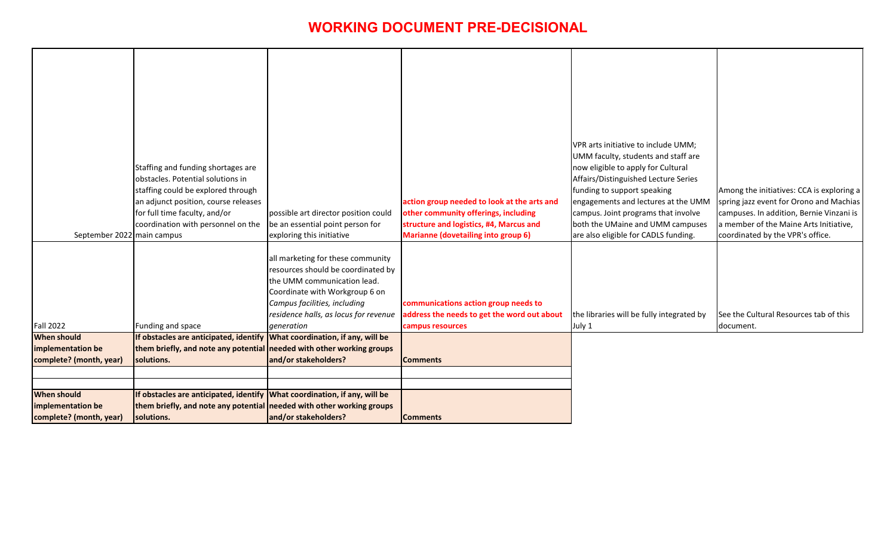# WORKING DOCUMENT PRE-DECISIONAL

| | | | | | |
|---|---|---|---|---|---|
| September 2022 | Staffing and funding shortages are obstacles. Potential solutions in staffing could be explored through an adjunct position, course releases for full time faculty, and/or coordination with personnel on the main campus | possible art director position could be an essential point person for exploring this initiative | **action group needed to look at the arts and other community offerings, including structure and logistics, #4, Marcus and Marianne (dovetailing into group 6)** | VPR arts initiative to include UMM; UMM faculty, students and staff are now eligible to apply for Cultural Affairs/Distinguished Lecture Series funding to support speaking engagements and lectures at the UMM campus. Joint programs that involve both the UMaine and UMM campuses are also eligible for CADLS funding. | Among the initiatives: CCA is exploring a spring jazz event for Orono and Machias campuses. In addition, Bernie Vinzani is a member of the Maine Arts Initiative, coordinated by the VPR's office. |
| Fall 2022 | Funding and space | all marketing for these community resources should be coordinated by the UMM communication lead. Coordinate with Workgroup 6 on *Campus facilities, including residence halls, as locus for revenue generation* | **communications action group needs to address the needs to get the word out about campus resources** | the libraries will be fully integrated by July 1 | See the Cultural Resources tab of this document. |
| **When should implementation be complete? (month, year)** | **If obstacles are anticipated, identify them briefly, and note any potential solutions.** | **What coordination, if any, will be needed with other working groups and/or stakeholders?** | **Comments** | | |
| | | | | | |
| | | | | | |
| **When should implementation be complete? (month, year)** | **If obstacles are anticipated, identify them briefly, and note any potential solutions.** | **What coordination, if any, will be needed with other working groups and/or stakeholders?** | **Comments** | | |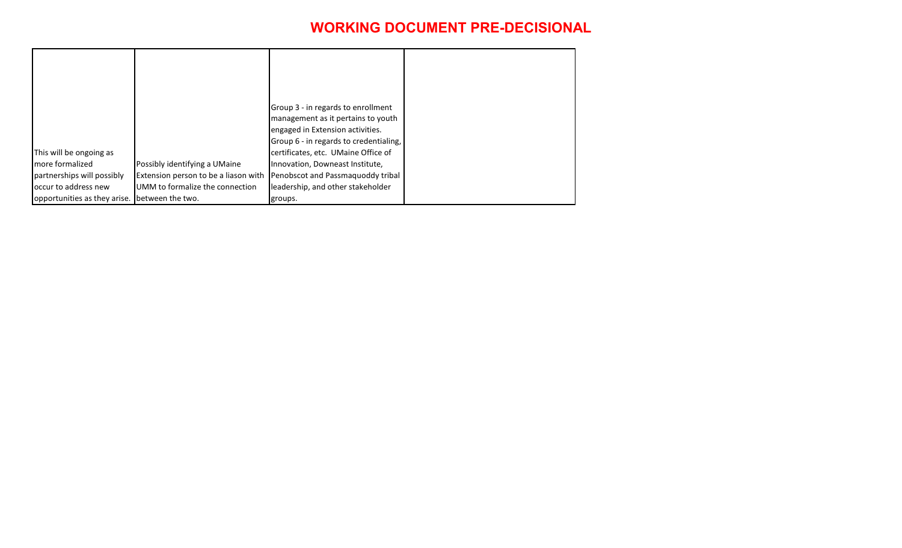**WORKING DOCUMENT PRE-DECISIONAL**

| | | | |
|---|---|---|---|
| This will be ongoing as more formalized partnerships will possibly occur to address new opportunities as they arise. | Possibly identifying a UMaine Extension person to be a liason with UMM to formalize the connection between the two. | Group 3 - in regards to enrollment management as it pertains to youth engaged in Extension activities. Group 6 - in regards to credentialing, certificates, etc. UMaine Office of Innovation, Downeast Institute, Penobscot and Passmaquoddy tribal leadership, and other stakeholder groups. | |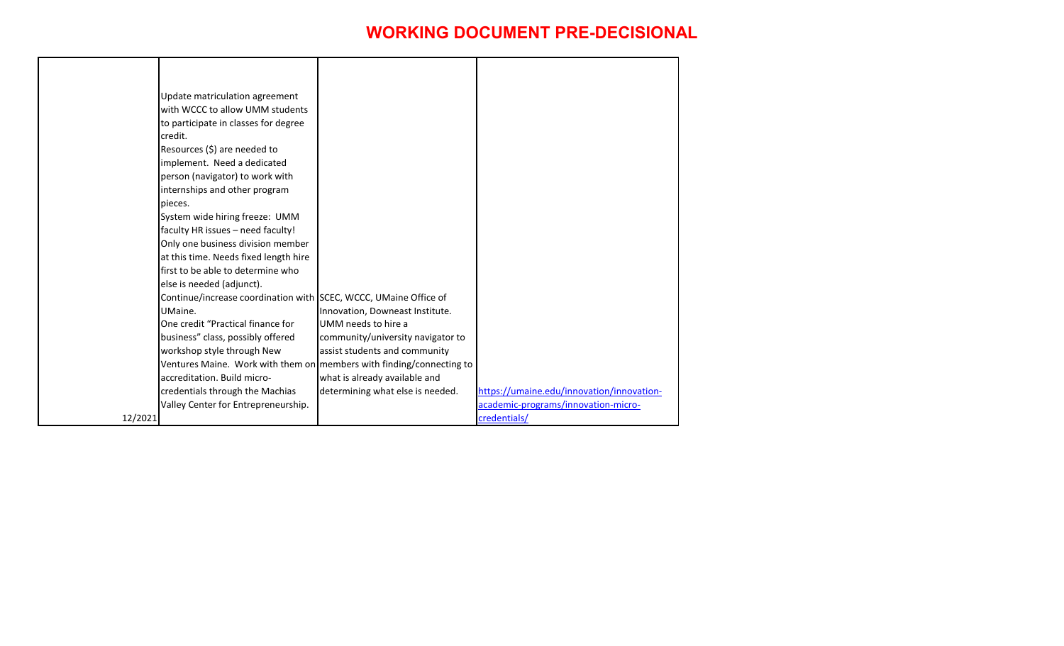# WORKING DOCUMENT PRE-DECISIONAL

| | | | |
|---|---|---|---|
| 12/2021 | Update matriculation agreement with WCCC to allow UMM students to participate in classes for degree credit.<br>Resources ($) are needed to implement. Need a dedicated person (navigator) to work with internships and other program pieces.<br>System wide hiring freeze: UMM faculty HR issues – need faculty! Only one business division member at this time. Needs fixed length hire first to be able to determine who else is needed (adjunct).<br>Continue/increase coordination with UMaine.<br>One credit "Practical finance for business" class, possibly offered workshop style through New Ventures Maine. Work with them on accreditation. Build micro-credentials through the Machias Valley Center for Entrepreneurship. | SCEC, WCCC, UMaine Office of Innovation, Downeast Institute.<br>UMM needs to hire a community/university navigator to assist students and community members with finding/connecting to what is already available and determining what else is needed. | https://umaine.edu/innovation/innovation-academic-programs/innovation-micro-credentials/ |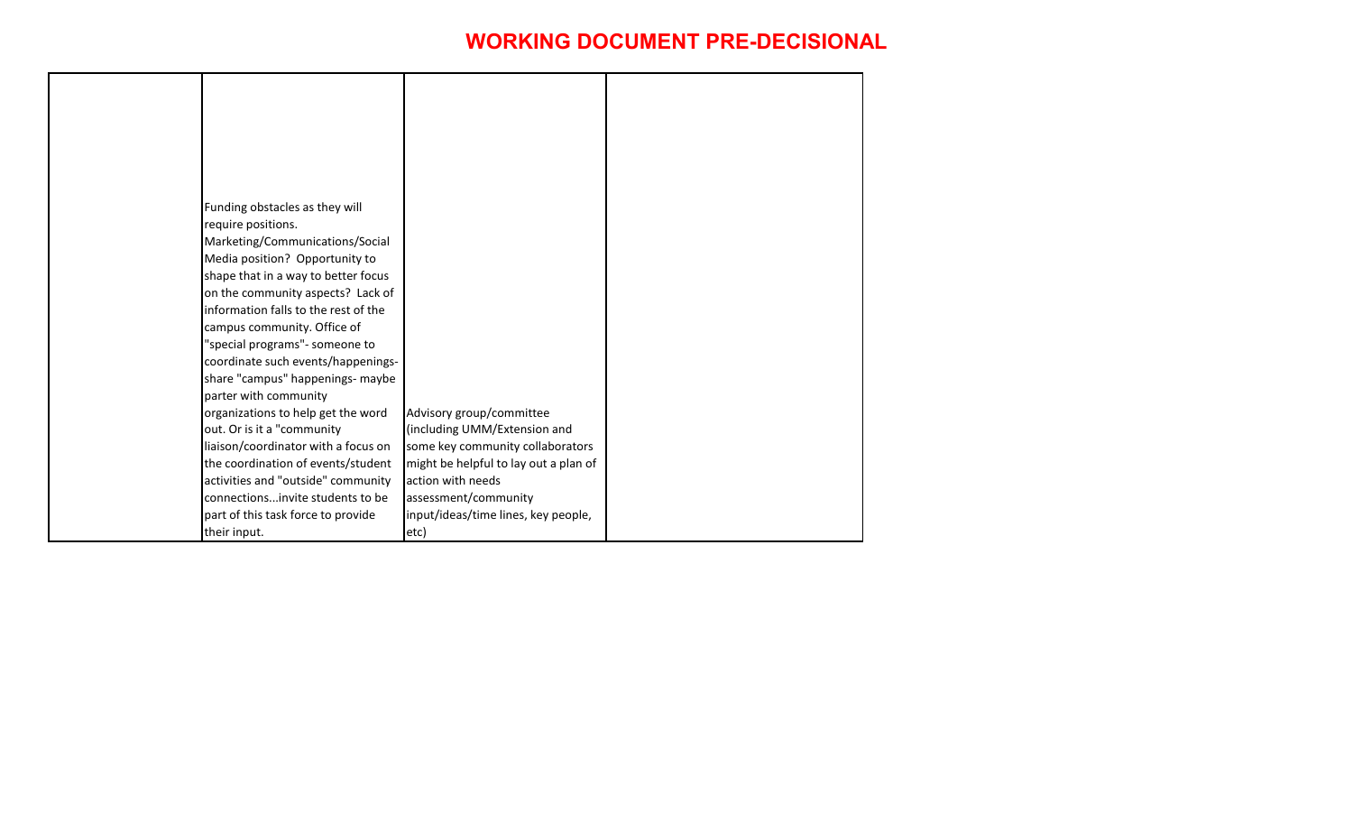## WORKING DOCUMENT PRE-DECISIONAL

| | | | |
|---|---|---|---|
| | Funding obstacles as they will require positions. Marketing/Communications/Social Media position? Opportunity to shape that in a way to better focus on the community aspects? Lack of information falls to the rest of the campus community. Office of "special programs"- someone to coordinate such events/happenings- share "campus" happenings- maybe parter with community organizations to help get the word out. Or is it a "community liaison/coordinator with a focus on the coordination of events/student activities and "outside" community connections...invite students to be part of this task force to provide their input. | Advisory group/committee (including UMM/Extension and some key community collaborators might be helpful to lay out a plan of action with needs assessment/community input/ideas/time lines, key people, etc) | |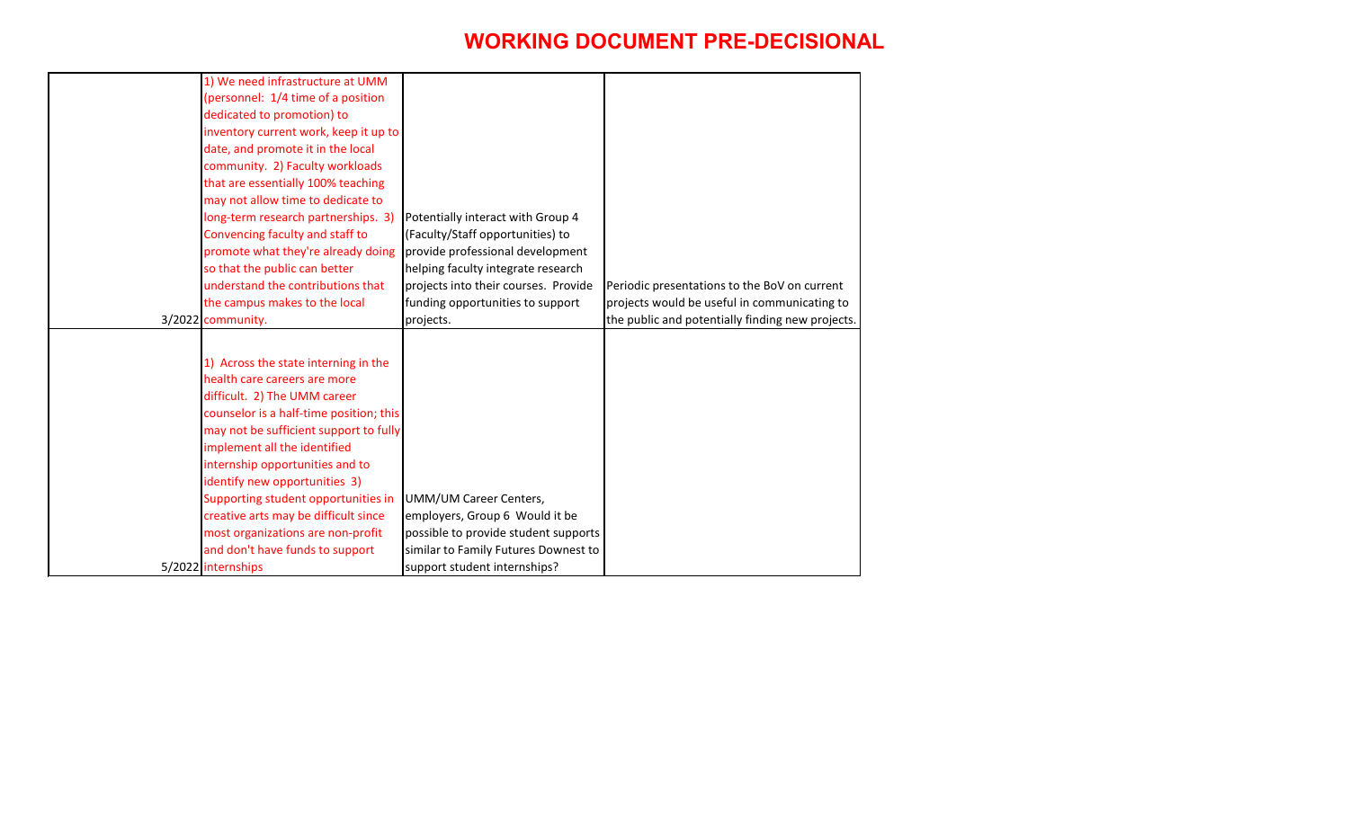# WORKING DOCUMENT PRE-DECISIONAL

| | | | |
|---|---|---|---|
| 3/2022 | 1) We need infrastructure at UMM (personnel: 1/4 time of a position dedicated to promotion) to inventory current work, keep it up to date, and promote it in the local community. 2) Faculty workloads that are essentially 100% teaching may not allow time to dedicate to long-term research partnerships. 3) Convencing faculty and staff to promote what they're already doing so that the public can better understand the contributions that the campus makes to the local community. | Potentially interact with Group 4 (Faculty/Staff opportunities) to provide professional development helping faculty integrate research projects into their courses. Provide funding opportunities to support projects. | Periodic presentations to the BoV on current projects would be useful in communicating to the public and potentially finding new projects. |
| 5/2022 | 1) Across the state interning in the health care careers are more difficult. 2) The UMM career counselor is a half-time position; this may not be sufficient support to fully implement all the identified internship opportunities and to identify new opportunities 3) Supporting student opportunities in creative arts may be difficult since most organizations are non-profit and don't have funds to support internships | UMM/UM Career Centers, employers, Group 6 Would it be possible to provide student supports similar to Family Futures Downest to support student internships? | |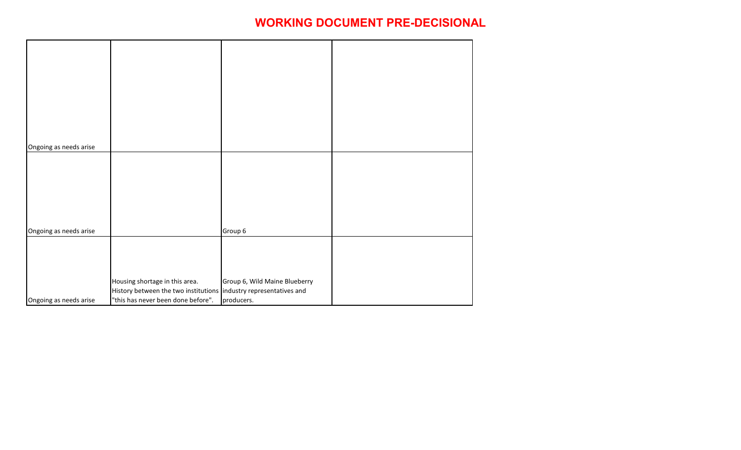**WORKING DOCUMENT PRE-DECISIONAL**

| | | | |
|---|---|---|---|
| Ongoing as needs arise | | | |
| Ongoing as needs arise | | Group 6 | |
| Ongoing as needs arise | Housing shortage in this area. History between the two institutions "this has never been done before". | Group 6, Wild Maine Blueberry industry representatives and producers. | |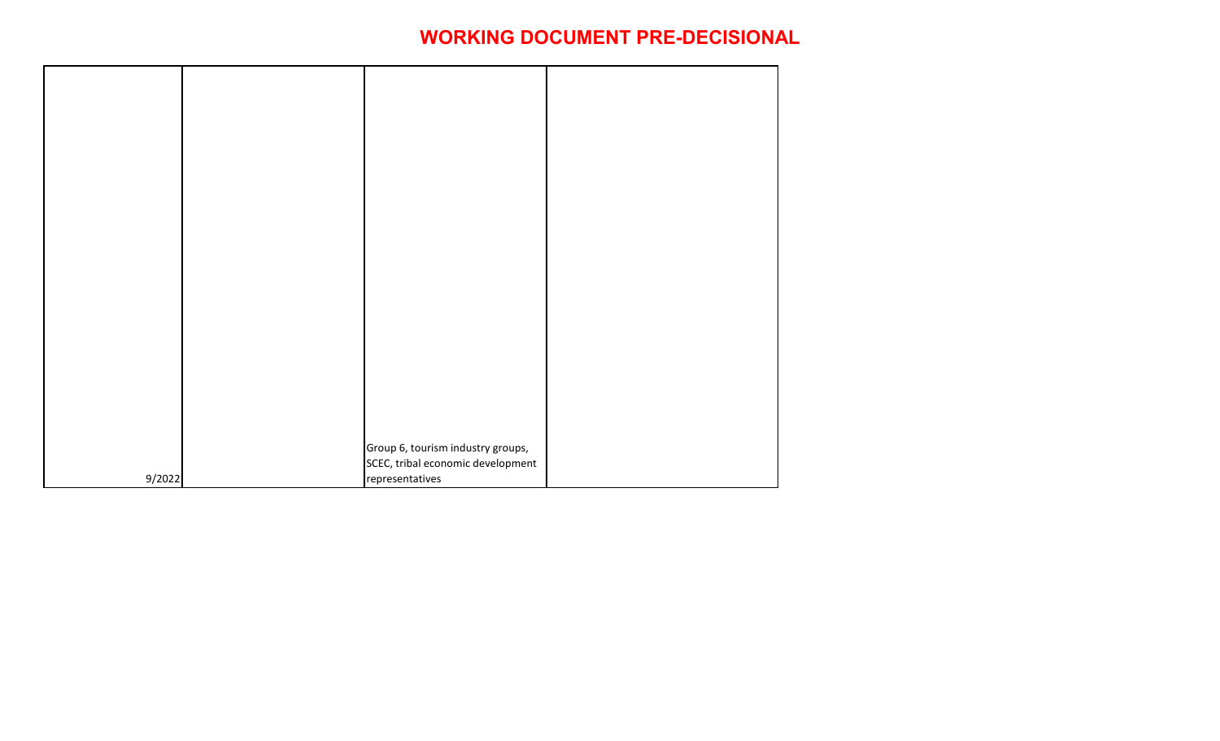**WORKING DOCUMENT PRE-DECISIONAL**

| | | | |
|---|---|---|---|
| 9/2022 | | Group 6, tourism industry groups, SCEC, tribal economic development representatives | |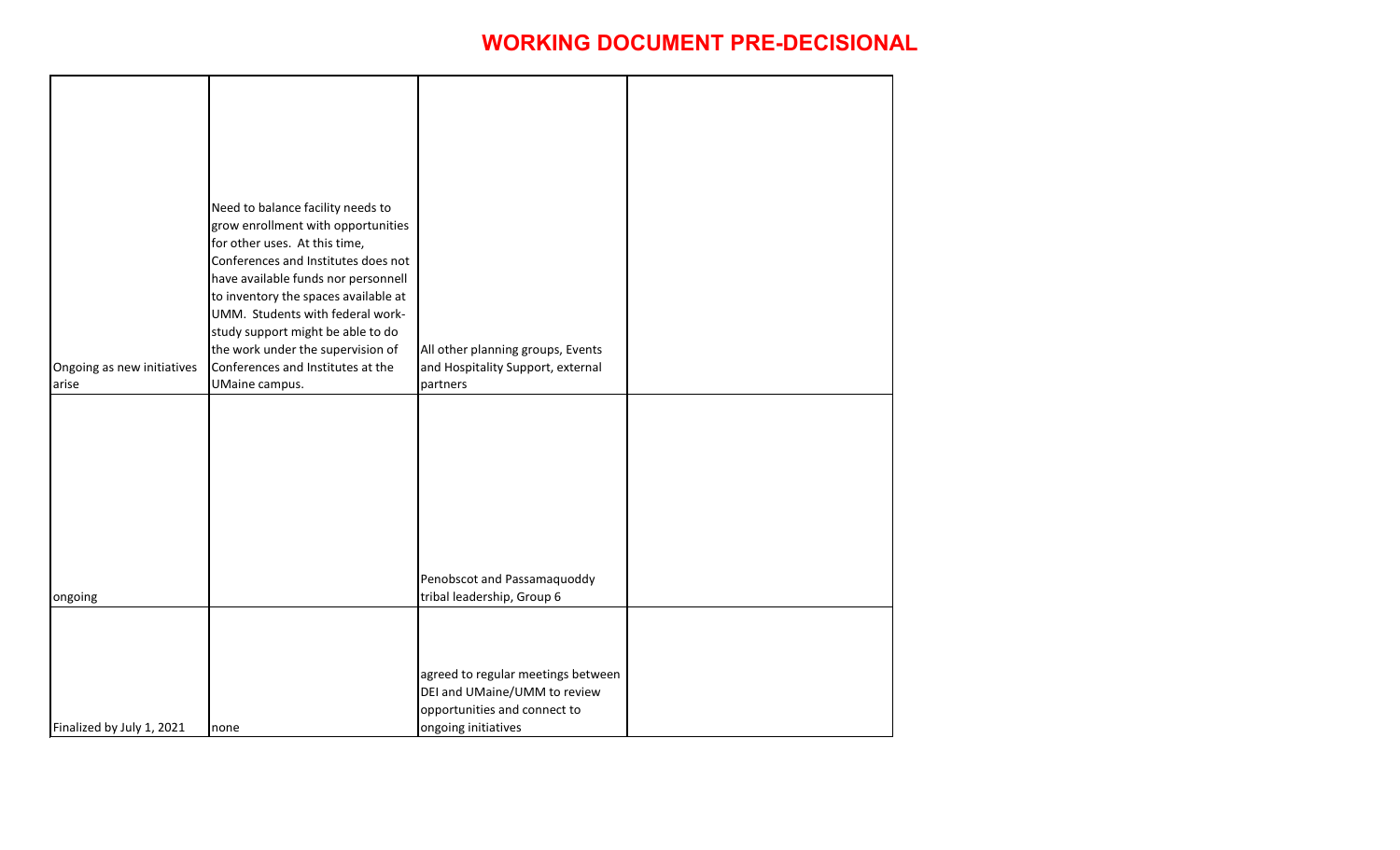# WORKING DOCUMENT PRE-DECISIONAL

| | | | |
|---|---|---|---|
| Ongoing as new initiatives arise | Need to balance facility needs to grow enrollment with opportunities for other uses. At this time, Conferences and Institutes does not have available funds nor personnell to inventory the spaces available at UMM. Students with federal work-study support might be able to do the work under the supervision of Conferences and Institutes at the UMaine campus. | All other planning groups, Events and Hospitality Support, external partners | |
| ongoing | | Penobscot and Passamaquoddy tribal leadership, Group 6 | |
| Finalized by July 1, 2021 | none | agreed to regular meetings between DEI and UMaine/UMM to review opportunities and connect to ongoing initiatives | |